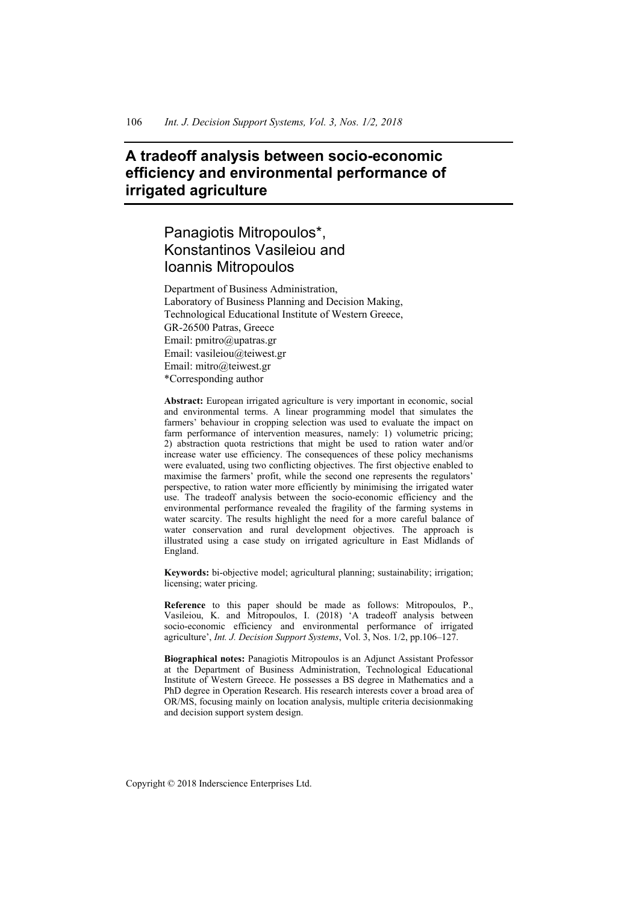# A tradeoff analysis between socio-economic efficiency and environmental performance of irrigated agriculture

## Panagiotis Mitropoulos*, Konstantinos Vasileiou and Ioannis Mitropoulos

Department of Business Administration,
Laboratory of Business Planning and Decision Making,
Technological Educational Institute of Western Greece,
GR-26500 Patras, Greece
Email: pmitro@upatras.gr
Email: vasileiou@teiwest.gr
Email: mitro@teiwest.gr
*Corresponding author

**Abstract:** European irrigated agriculture is very important in economic, social and environmental terms. A linear programming model that simulates the farmers' behaviour in cropping selection was used to evaluate the impact on farm performance of intervention measures, namely: 1) volumetric pricing; 2) abstraction quota restrictions that might be used to ration water and/or increase water use efficiency. The consequences of these policy mechanisms were evaluated, using two conflicting objectives. The first objective enabled to maximise the farmers' profit, while the second one represents the regulators' perspective, to ration water more efficiently by minimising the irrigated water use. The tradeoff analysis between the socio-economic efficiency and the environmental performance revealed the fragility of the farming systems in water scarcity. The results highlight the need for a more careful balance of water conservation and rural development objectives. The approach is illustrated using a case study on irrigated agriculture in East Midlands of England.

**Keywords:** bi-objective model; agricultural planning; sustainability; irrigation; licensing; water pricing.

**Reference** to this paper should be made as follows: Mitropoulos, P., Vasileiou, K. and Mitropoulos, I. (2018) 'A tradeoff analysis between socio-economic efficiency and environmental performance of irrigated agriculture', *Int. J. Decision Support Systems*, Vol. 3, Nos. 1/2, pp.106–127.

**Biographical notes:** Panagiotis Mitropoulos is an Adjunct Assistant Professor at the Department of Business Administration, Technological Educational Institute of Western Greece. He possesses a BS degree in Mathematics and a PhD degree in Operation Research. His research interests cover a broad area of OR/MS, focusing mainly on location analysis, multiple criteria decisionmaking and decision support system design.

Copyright © 2018 Inderscience Enterprises Ltd.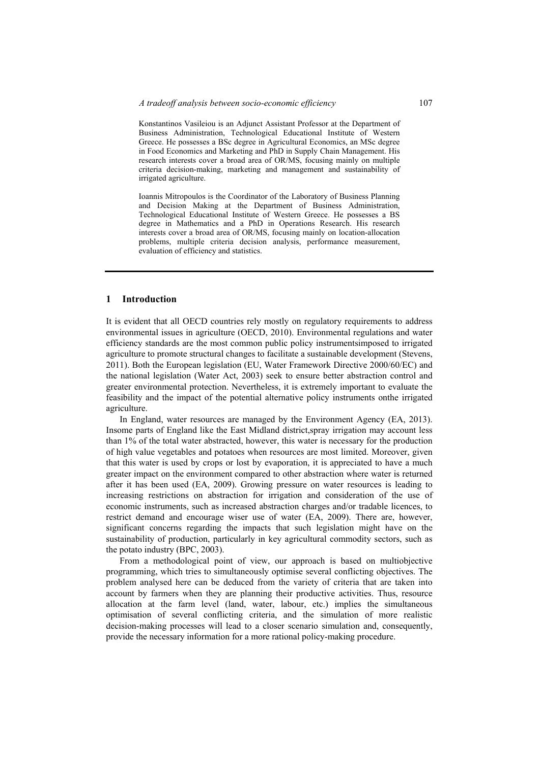Konstantinos Vasileiou is an Adjunct Assistant Professor at the Department of Business Administration, Technological Educational Institute of Western Greece. He possesses a BSc degree in Agricultural Economics, an MSc degree in Food Economics and Marketing and PhD in Supply Chain Management. His research interests cover a broad area of OR/MS, focusing mainly on multiple criteria decision-making, marketing and management and sustainability of irrigated agriculture.

Ioannis Mitropoulos is the Coordinator of the Laboratory of Business Planning and Decision Making at the Department of Business Administration, Technological Educational Institute of Western Greece. He possesses a BS degree in Mathematics and a PhD in Operations Research. His research interests cover a broad area of OR/MS, focusing mainly on location-allocation problems, multiple criteria decision analysis, performance measurement, evaluation of efficiency and statistics.

## 1 Introduction

It is evident that all OECD countries rely mostly on regulatory requirements to address environmental issues in agriculture (OECD, 2010). Environmental regulations and water efficiency standards are the most common public policy instrumentsimposed to irrigated agriculture to promote structural changes to facilitate a sustainable development (Stevens, 2011). Both the European legislation (EU, Water Framework Directive 2000/60/EC) and the national legislation (Water Act, 2003) seek to ensure better abstraction control and greater environmental protection. Nevertheless, it is extremely important to evaluate the feasibility and the impact of the potential alternative policy instruments onthe irrigated agriculture.

In England, water resources are managed by the Environment Agency (EA, 2013). Insome parts of England like the East Midland district,spray irrigation may account less than 1% of the total water abstracted, however, this water is necessary for the production of high value vegetables and potatoes when resources are most limited. Moreover, given that this water is used by crops or lost by evaporation, it is appreciated to have a much greater impact on the environment compared to other abstraction where water is returned after it has been used (EA, 2009). Growing pressure on water resources is leading to increasing restrictions on abstraction for irrigation and consideration of the use of economic instruments, such as increased abstraction charges and/or tradable licences, to restrict demand and encourage wiser use of water (EA, 2009). There are, however, significant concerns regarding the impacts that such legislation might have on the sustainability of production, particularly in key agricultural commodity sectors, such as the potato industry (BPC, 2003).

From a methodological point of view, our approach is based on multiobjective programming, which tries to simultaneously optimise several conflicting objectives. The problem analysed here can be deduced from the variety of criteria that are taken into account by farmers when they are planning their productive activities. Thus, resource allocation at the farm level (land, water, labour, etc.) implies the simultaneous optimisation of several conflicting criteria, and the simulation of more realistic decision-making processes will lead to a closer scenario simulation and, consequently, provide the necessary information for a more rational policy-making procedure.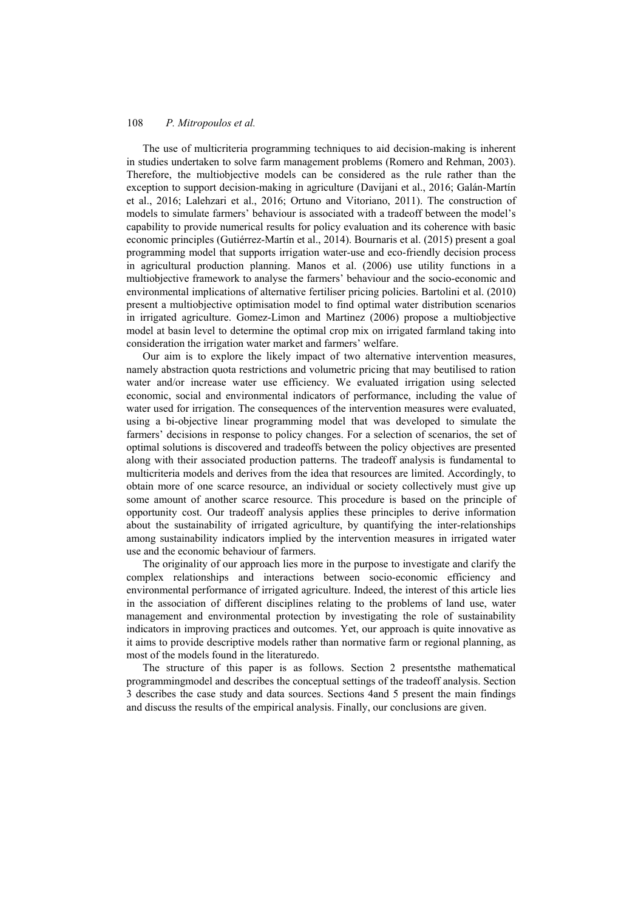The use of multicriteria programming techniques to aid decision-making is inherent in studies undertaken to solve farm management problems (Romero and Rehman, 2003). Therefore, the multiobjective models can be considered as the rule rather than the exception to support decision-making in agriculture (Davijani et al., 2016; Galán-Martín et al., 2016; Lalehzari et al., 2016; Ortuno and Vitoriano, 2011). The construction of models to simulate farmers' behaviour is associated with a tradeoff between the model's capability to provide numerical results for policy evaluation and its coherence with basic economic principles (Gutiérrez-Martín et al., 2014). Bournaris et al. (2015) present a goal programming model that supports irrigation water-use and eco-friendly decision process in agricultural production planning. Manos et al. (2006) use utility functions in a multiobjective framework to analyse the farmers' behaviour and the socio-economic and environmental implications of alternative fertiliser pricing policies. Bartolini et al. (2010) present a multiobjective optimisation model to find optimal water distribution scenarios in irrigated agriculture. Gomez-Limon and Martinez (2006) propose a multiobjective model at basin level to determine the optimal crop mix on irrigated farmland taking into consideration the irrigation water market and farmers' welfare.

Our aim is to explore the likely impact of two alternative intervention measures, namely abstraction quota restrictions and volumetric pricing that may beutilised to ration water and/or increase water use efficiency. We evaluated irrigation using selected economic, social and environmental indicators of performance, including the value of water used for irrigation. The consequences of the intervention measures were evaluated, using a bi-objective linear programming model that was developed to simulate the farmers' decisions in response to policy changes. For a selection of scenarios, the set of optimal solutions is discovered and tradeoffs between the policy objectives are presented along with their associated production patterns. The tradeoff analysis is fundamental to multicriteria models and derives from the idea that resources are limited. Accordingly, to obtain more of one scarce resource, an individual or society collectively must give up some amount of another scarce resource. This procedure is based on the principle of opportunity cost. Our tradeoff analysis applies these principles to derive information about the sustainability of irrigated agriculture, by quantifying the inter-relationships among sustainability indicators implied by the intervention measures in irrigated water use and the economic behaviour of farmers.

The originality of our approach lies more in the purpose to investigate and clarify the complex relationships and interactions between socio-economic efficiency and environmental performance of irrigated agriculture. Indeed, the interest of this article lies in the association of different disciplines relating to the problems of land use, water management and environmental protection by investigating the role of sustainability indicators in improving practices and outcomes. Yet, our approach is quite innovative as it aims to provide descriptive models rather than normative farm or regional planning, as most of the models found in the literaturedo.

The structure of this paper is as follows. Section 2 presentsthe mathematical programmingmodel and describes the conceptual settings of the tradeoff analysis. Section 3 describes the case study and data sources. Sections 4and 5 present the main findings and discuss the results of the empirical analysis. Finally, our conclusions are given.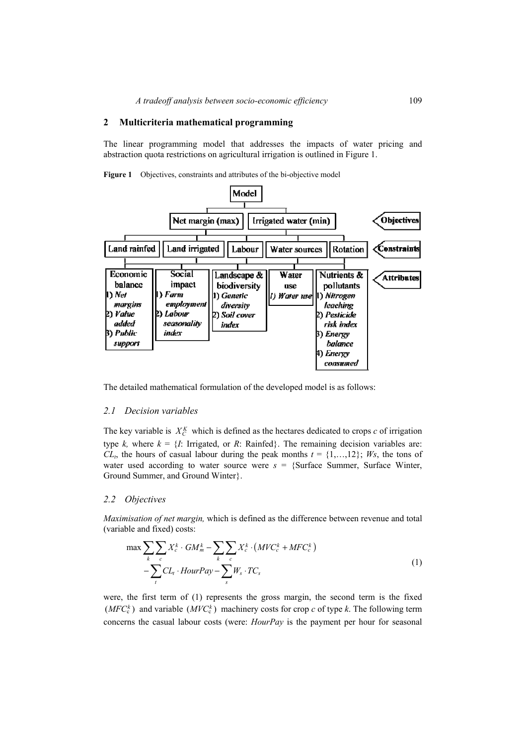## 2 Multicriteria mathematical programming

The linear programming model that addresses the impacts of water pricing and abstraction quota restrictions on agricultural irrigation is outlined in Figure 1.

**Figure 1** Objectives, constraints and attributes of the bi-objective model

The detailed mathematical formulation of the developed model is as follows:

### 2.1 Decision variables

The key variable is $X_C^K$ which is defined as the hectares dedicated to crops *c* of irrigation type *k,* where $k$ = {*I*: Irrigated, or *R*: Rainfed}. The remaining decision variables are: $CL_t$, the hours of casual labour during the peak months $t = \{1,\ldots,12\}$; *Ws*, the tons of water used according to water source were $s$ = {Surface Summer, Surface Winter, Ground Summer, and Ground Winter}.

### 2.2 Objectives

*Maximisation of net margin,* which is defined as the difference between revenue and total (variable and fixed) costs:

$$
\begin{aligned}
\max \sum_k \sum_c X_c^k \cdot GM_m^k - \sum_k \sum_c X_c^k \cdot \left(MVC_c^k + MFC_c^k\right) \\
- \sum_t CL_t \cdot HourPay - \sum_s W_s \cdot TC_s
\end{aligned}
\tag{1}
$$

were, the first term of (1) represents the gross margin, the second term is the fixed $(MFC_c^k)$ and variable $(MVC_c^k)$ machinery costs for crop *c* of type *k*. The following term concerns the casual labour costs (were: *HourPay* is the payment per hour for seasonal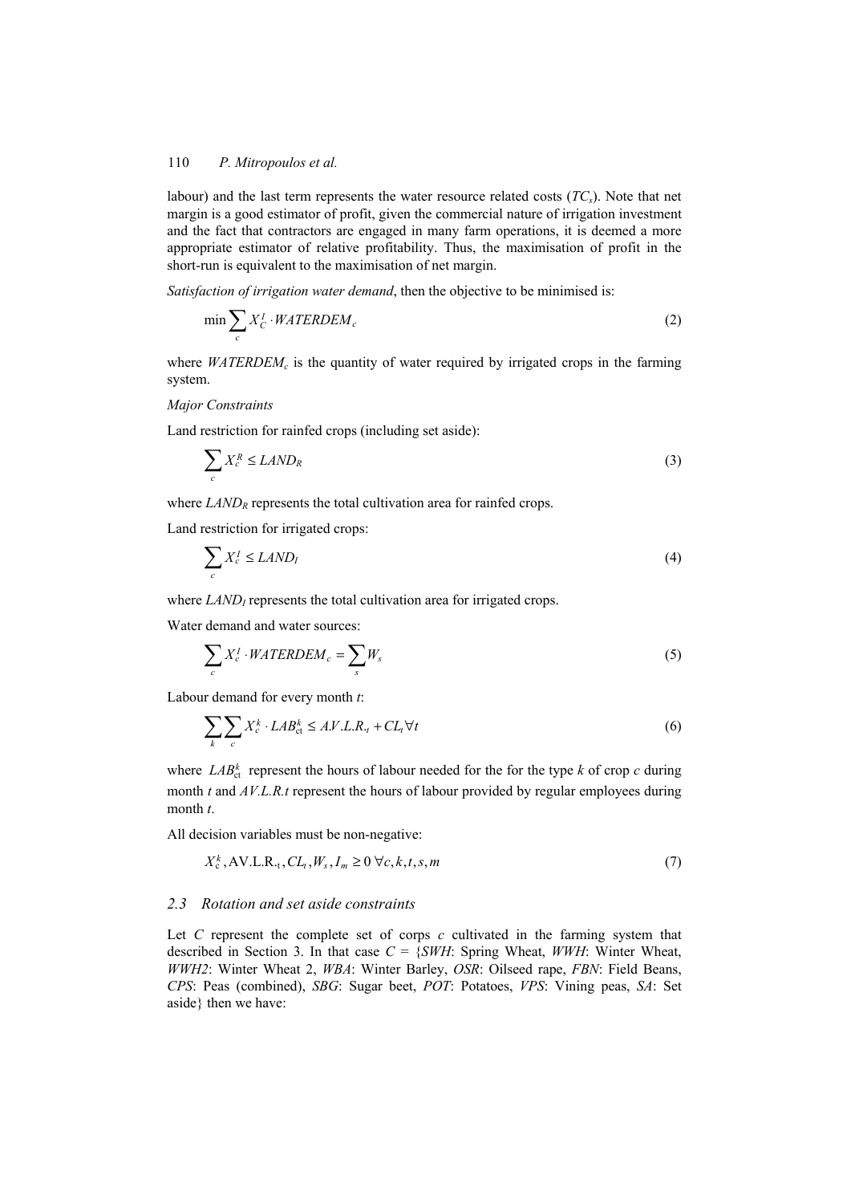labour) and the last term represents the water resource related costs ($TC_s$). Note that net margin is a good estimator of profit, given the commercial nature of irrigation investment and the fact that contractors are engaged in many farm operations, it is deemed a more appropriate estimator of relative profitability. Thus, the maximisation of profit in the short-run is equivalent to the maximisation of net margin.

*Satisfaction of irrigation water demand*, then the objective to be minimised is:

$$\min \sum_{c} X_{C}^{I} \cdot WATERDEM_{c} \tag{2}$$

where $WATERDEM_c$ is the quantity of water required by irrigated crops in the farming system.

*Major Constraints*

Land restriction for rainfed crops (including set aside):

$$\sum_{c} X_{c}^{R} \leq LAND_{R} \tag{3}$$

where $LAND_R$ represents the total cultivation area for rainfed crops.

Land restriction for irrigated crops:

$$\sum_{c} X_{c}^{I} \leq LAND_{I} \tag{4}$$

where $LAND_I$ represents the total cultivation area for irrigated crops.

Water demand and water sources:

$$\sum_{c} X_{c}^{I} \cdot WATERDEM_{c} = \sum_{s} W_{s} \tag{5}$$

Labour demand for every month $t$:

$$\sum_{k} \sum_{c} X_{c}^{k} \cdot LAB_{ct}^{k} \leq A.V.L.R._{t} + CL_{t} \forall t \tag{6}$$

where $LAB_{ct}^{k}$ represent the hours of labour needed for the for the type $k$ of crop $c$ during month $t$ and $A.V.L.R.t$ represent the hours of labour provided by regular employees during month $t$.

All decision variables must be non-negative:

$$X_{c}^{k}, \text{AV.L.R.}_{t}, CL_{t}, W_{s}, I_{m} \geq 0 \; \forall c, k, t, s, m \tag{7}$$

### 2.3 Rotation and set aside constraints

Let $C$ represent the complete set of corps $c$ cultivated in the farming system that described in Section 3. In that case $C$ = {*SWH*: Spring Wheat, *WWH*: Winter Wheat, *WWH2*: Winter Wheat 2, *WBA*: Winter Barley, *OSR*: Oilseed rape, *FBN*: Field Beans, *CPS*: Peas (combined), *SBG*: Sugar beet, *POT*: Potatoes, *VPS*: Vining peas, *SA*: Set aside} then we have: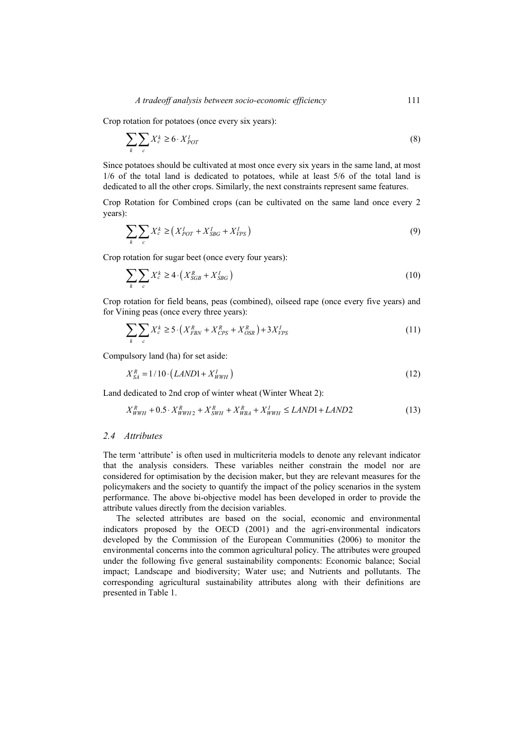Crop rotation for potatoes (once every six years):

$$\sum_k \sum_c X_c^k \geq 6 \cdot X_{POT}^I \tag{8}$$

Since potatoes should be cultivated at most once every six years in the same land, at most 1/6 of the total land is dedicated to potatoes, while at least 5/6 of the total land is dedicated to all the other crops. Similarly, the next constraints represent same features.

Crop Rotation for Combined crops (can be cultivated on the same land once every 2 years):

$$\sum_k \sum_c X_c^k \geq \left( X_{POT}^I + X_{SBG}^I + X_{VPS}^I \right) \tag{9}$$

Crop rotation for sugar beet (once every four years):

$$\sum_k \sum_c X_c^k \geq 4 \cdot \left( X_{SGB}^R + X_{SBG}^I \right) \tag{10}$$

Crop rotation for field beans, peas (combined), oilseed rape (once every five years) and for Vining peas (once every three years):

$$\sum_k \sum_c X_c^k \geq 5 \cdot \left( X_{FBN}^R + X_{CPS}^R + X_{OSR}^R \right) + 3 X_{VPS}^I \tag{11}$$

Compulsory land (ha) for set aside:

$$X_{SA}^R = 1/10 \cdot \left( LAND1 + X_{WWH}^I \right) \tag{12}$$

Land dedicated to 2nd crop of winter wheat (Winter Wheat 2):

$$X_{WWH}^R + 0.5 \cdot X_{WWH2}^R + X_{SWH}^R + X_{WBA}^R + X_{WWH}^I \leq LAND1 + LAND2 \tag{13}$$

### 2.4 Attributes

The term 'attribute' is often used in multicriteria models to denote any relevant indicator that the analysis considers. These variables neither constrain the model nor are considered for optimisation by the decision maker, but they are relevant measures for the policymakers and the society to quantify the impact of the policy scenarios in the system performance. The above bi-objective model has been developed in order to provide the attribute values directly from the decision variables.

The selected attributes are based on the social, economic and environmental indicators proposed by the OECD (2001) and the agri-environmental indicators developed by the Commission of the European Communities (2006) to monitor the environmental concerns into the common agricultural policy. The attributes were grouped under the following five general sustainability components: Economic balance; Social impact; Landscape and biodiversity; Water use; and Nutrients and pollutants. The corresponding agricultural sustainability attributes along with their definitions are presented in Table 1.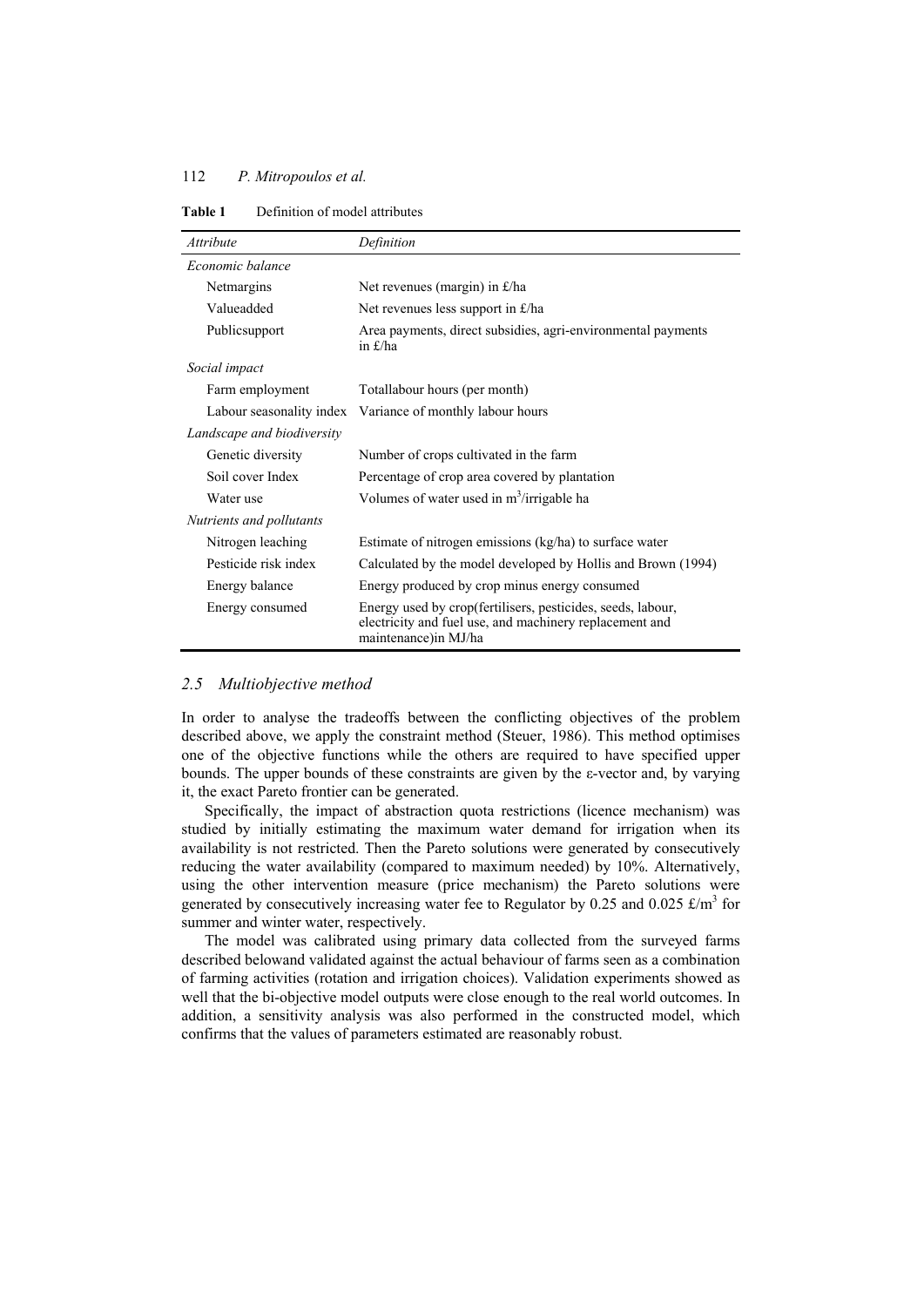**Table 1** Definition of model attributes

| *Attribute* | *Definition* |
|---|---|
| *Economic balance* | |
| Netmargins | Net revenues (margin) in £/ha |
| Valueadded | Net revenues less support in £/ha |
| Publicsupport | Area payments, direct subsidies, agri-environmental payments in £/ha |
| *Social impact* | |
| Farm employment | Totallabour hours (per month) |
| Labour seasonality index | Variance of monthly labour hours |
| *Landscape and biodiversity* | |
| Genetic diversity | Number of crops cultivated in the farm |
| Soil cover Index | Percentage of crop area covered by plantation |
| Water use | Volumes of water used in $m^3$/irrigable ha |
| *Nutrients and pollutants* | |
| Nitrogen leaching | Estimate of nitrogen emissions (kg/ha) to surface water |
| Pesticide risk index | Calculated by the model developed by Hollis and Brown (1994) |
| Energy balance | Energy produced by crop minus energy consumed |
| Energy consumed | Energy used by crop(fertilisers, pesticides, seeds, labour, electricity and fuel use, and machinery replacement and maintenance)in MJ/ha |

### *2.5 Multiobjective method*

In order to analyse the tradeoffs between the conflicting objectives of the problem described above, we apply the constraint method (Steuer, 1986). This method optimises one of the objective functions while the others are required to have specified upper bounds. The upper bounds of these constraints are given by the ε-vector and, by varying it, the exact Pareto frontier can be generated.

Specifically, the impact of abstraction quota restrictions (licence mechanism) was studied by initially estimating the maximum water demand for irrigation when its availability is not restricted. Then the Pareto solutions were generated by consecutively reducing the water availability (compared to maximum needed) by 10%. Alternatively, using the other intervention measure (price mechanism) the Pareto solutions were generated by consecutively increasing water fee to Regulator by 0.25 and 0.025 £/$m^3$ for summer and winter water, respectively.

The model was calibrated using primary data collected from the surveyed farms described belowand validated against the actual behaviour of farms seen as a combination of farming activities (rotation and irrigation choices). Validation experiments showed as well that the bi-objective model outputs were close enough to the real world outcomes. In addition, a sensitivity analysis was also performed in the constructed model, which confirms that the values of parameters estimated are reasonably robust.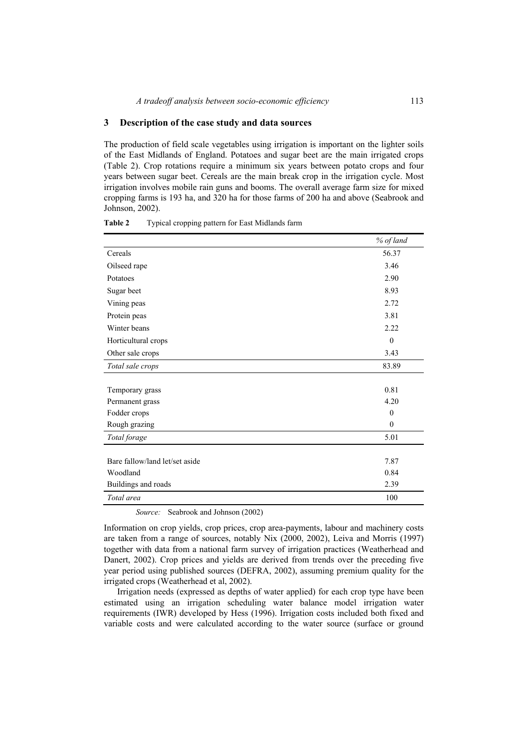## 3 Description of the case study and data sources

The production of field scale vegetables using irrigation is important on the lighter soils of the East Midlands of England. Potatoes and sugar beet are the main irrigated crops (Table 2). Crop rotations require a minimum six years between potato crops and four years between sugar beet. Cereals are the main break crop in the irrigation cycle. Most irrigation involves mobile rain guns and booms. The overall average farm size for mixed cropping farms is 193 ha, and 320 ha for those farms of 200 ha and above (Seabrook and Johnson, 2002).

**Table 2** Typical cropping pattern for East Midlands farm

| | *% of land* |
|---|---|
| Cereals | 56.37 |
| Oilseed rape | 3.46 |
| Potatoes | 2.90 |
| Sugar beet | 8.93 |
| Vining peas | 2.72 |
| Protein peas | 3.81 |
| Winter beans | 2.22 |
| Horticultural crops | 0 |
| Other sale crops | 3.43 |
| *Total sale crops* | 83.89 |
| Temporary grass | 0.81 |
| Permanent grass | 4.20 |
| Fodder crops | 0 |
| Rough grazing | 0 |
| *Total forage* | 5.01 |
| Bare fallow/land let/set aside | 7.87 |
| Woodland | 0.84 |
| Buildings and roads | 2.39 |
| *Total area* | 100 |

*Source:* Seabrook and Johnson (2002)

Information on crop yields, crop prices, crop area-payments, labour and machinery costs are taken from a range of sources, notably Nix (2000, 2002), Leiva and Morris (1997) together with data from a national farm survey of irrigation practices (Weatherhead and Danert, 2002). Crop prices and yields are derived from trends over the preceding five year period using published sources (DEFRA, 2002), assuming premium quality for the irrigated crops (Weatherhead et al, 2002).

Irrigation needs (expressed as depths of water applied) for each crop type have been estimated using an irrigation scheduling water balance model irrigation water requirements (IWR) developed by Hess (1996). Irrigation costs included both fixed and variable costs and were calculated according to the water source (surface or ground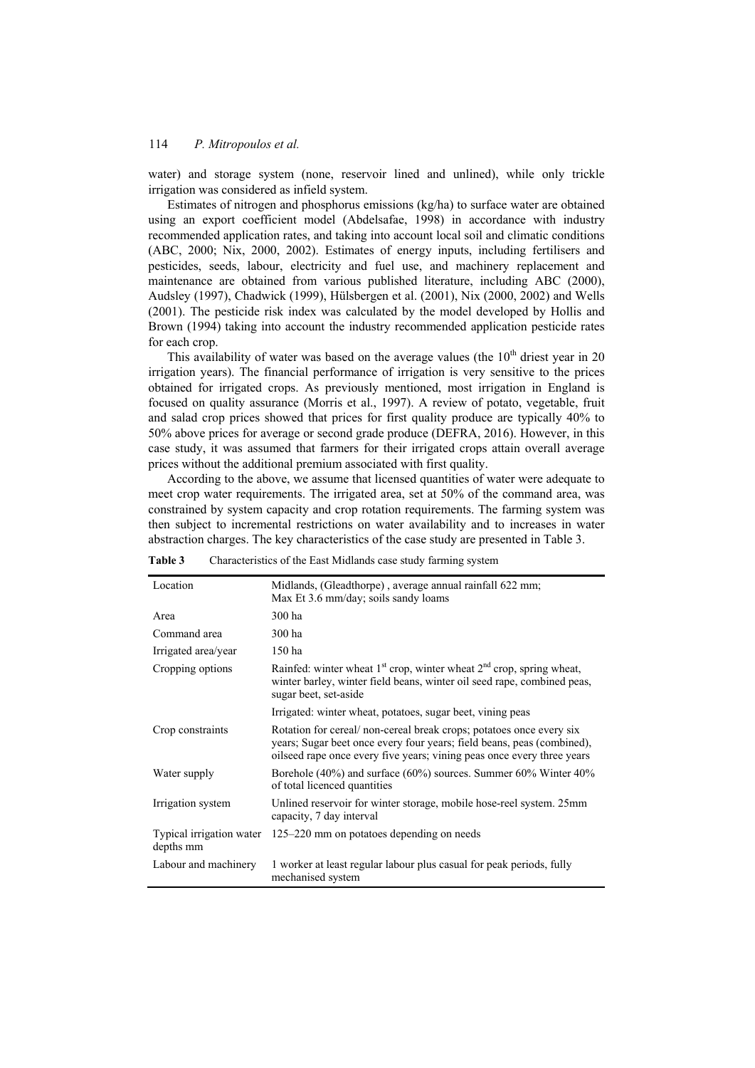water) and storage system (none, reservoir lined and unlined), while only trickle irrigation was considered as infield system.

Estimates of nitrogen and phosphorus emissions (kg/ha) to surface water are obtained using an export coefficient model (Abdelsafae, 1998) in accordance with industry recommended application rates, and taking into account local soil and climatic conditions (ABC, 2000; Nix, 2000, 2002). Estimates of energy inputs, including fertilisers and pesticides, seeds, labour, electricity and fuel use, and machinery replacement and maintenance are obtained from various published literature, including ABC (2000), Audsley (1997), Chadwick (1999), Hülsbergen et al. (2001), Nix (2000, 2002) and Wells (2001). The pesticide risk index was calculated by the model developed by Hollis and Brown (1994) taking into account the industry recommended application pesticide rates for each crop.

This availability of water was based on the average values (the 10th driest year in 20 irrigation years). The financial performance of irrigation is very sensitive to the prices obtained for irrigated crops. As previously mentioned, most irrigation in England is focused on quality assurance (Morris et al., 1997). A review of potato, vegetable, fruit and salad crop prices showed that prices for first quality produce are typically 40% to 50% above prices for average or second grade produce (DEFRA, 2016). However, in this case study, it was assumed that farmers for their irrigated crops attain overall average prices without the additional premium associated with first quality.

According to the above, we assume that licensed quantities of water were adequate to meet crop water requirements. The irrigated area, set at 50% of the command area, was constrained by system capacity and crop rotation requirements. The farming system was then subject to incremental restrictions on water availability and to increases in water abstraction charges. The key characteristics of the case study are presented in Table 3.

**Table 3** Characteristics of the East Midlands case study farming system

| | |
|---|---|
| Location | Midlands, (Gleadthorpe) , average annual rainfall 622 mm; Max Et 3.6 mm/day; soils sandy loams |
| Area | 300 ha |
| Command area | 300 ha |
| Irrigated area/year | 150 ha |
| Cropping options | Rainfed: winter wheat 1st crop, winter wheat 2nd crop, spring wheat, winter barley, winter field beans, winter oil seed rape, combined peas, sugar beet, set-aside |
| | Irrigated: winter wheat, potatoes, sugar beet, vining peas |
| Crop constraints | Rotation for cereal/ non-cereal break crops; potatoes once every six years; Sugar beet once every four years; field beans, peas (combined), oilseed rape once every five years; vining peas once every three years |
| Water supply | Borehole (40%) and surface (60%) sources. Summer 60% Winter 40% of total licenced quantities |
| Irrigation system | Unlined reservoir for winter storage, mobile hose-reel system. 25mm capacity, 7 day interval |
| Typical irrigation water depths mm | 125–220 mm on potatoes depending on needs |
| Labour and machinery | 1 worker at least regular labour plus casual for peak periods, fully mechanised system |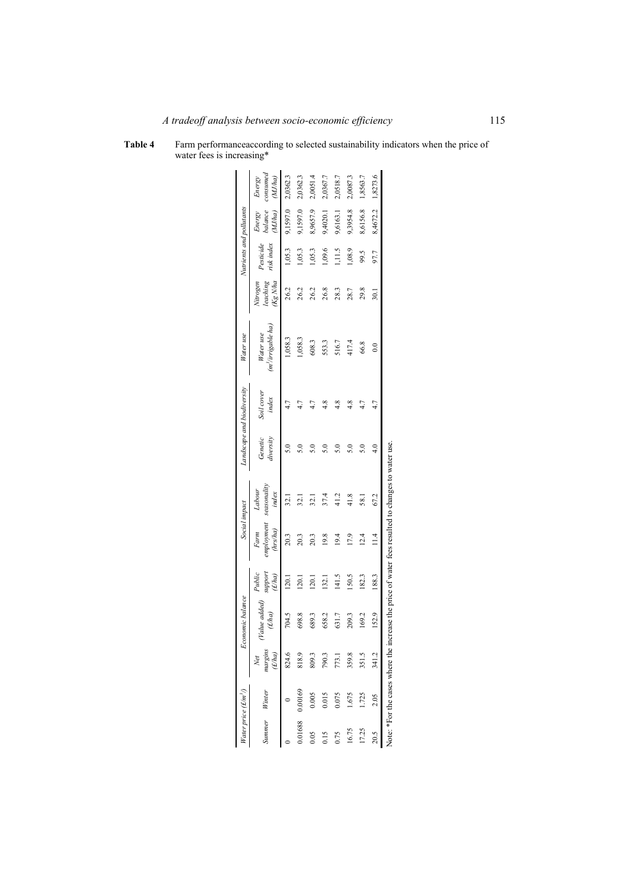**Table 4** Farm performanceaccording to selected sustainability indicators when the price of water fees is increasing*

| Water price (£/m³) | | Economic balance | | | Social impact | | Landscape and biodiversity | | Water use | Nutrients and pollutants | | | |
|---|---|---|---|---|---|---|---|---|---|---|---|---|---|
| Summer | Winter | Net margins (£/ha) | (Value added) (£/ha) | Public support (£/ha) | Farm employment (hrs/ha) | Labour seasonality index | Genetic diversity | Soil cover index | Water use (m³/irrigable ha) | Nitrogen leaching (Kg N/ha | Pesticide risk index | Energy balance (MJ/ha) | Energy consumed (MJ/ha) |
| 0 | 0 | 824.6 | 704.5 | 120.1 | 20.3 | 32.1 | 5.0 | 4.7 | 1,058.3 | 26.2 | 1,05.3 | 9,1597.0 | 2,0362.3 |
| 0.01688 | 0.00169 | 818.9 | 698.8 | 120.1 | 20.3 | 32.1 | 5.0 | 4.7 | 1,058.3 | 26.2 | 1,05.3 | 9,1597.0 | 2,0362.3 |
| 0.05 | 0.005 | 809.3 | 689.3 | 120.1 | 20.3 | 32.1 | 5.0 | 4.7 | 608.3 | 26.2 | 1,05.3 | 8,9657.9 | 2,0051.4 |
| 0.15 | 0.015 | 790.3 | 658.2 | 132.1 | 19.8 | 37.4 | 5.0 | 4.8 | 553.3 | 26.8 | 1,09.6 | 9,4020.1 | 2,0367.7 |
| 0.75 | 0.075 | 773.1 | 631.7 | 141.5 | 19.4 | 41.2 | 5.0 | 4.8 | 516.7 | 28.3 | 1,11.5 | 9,6163.1 | 2,0518.7 |
| 16.75 | 1.675 | 359.8 | 209.3 | 150.5 | 17.9 | 41.8 | 5.0 | 4.8 | 417.4 | 28.7 | 1,08.9 | 9,3954.8 | 2,0087.3 |
| 17.25 | 1.725 | 351.5 | 169.2 | 182.3 | 12.4 | 58.1 | 5.0 | 4.7 | 66.8 | 29.8 | 99.5 | 8,6156.8 | 1,8563.7 |
| 20.5 | 2.05 | 341.2 | 152.9 | 188.3 | 11.4 | 67.2 | 4.0 | 4.7 | 0.0 | 30.1 | 97.7 | 8,4672.2 | 1,8273.6 |

Note: *For the cases where the increase the price of water fees resulted to changes to water use.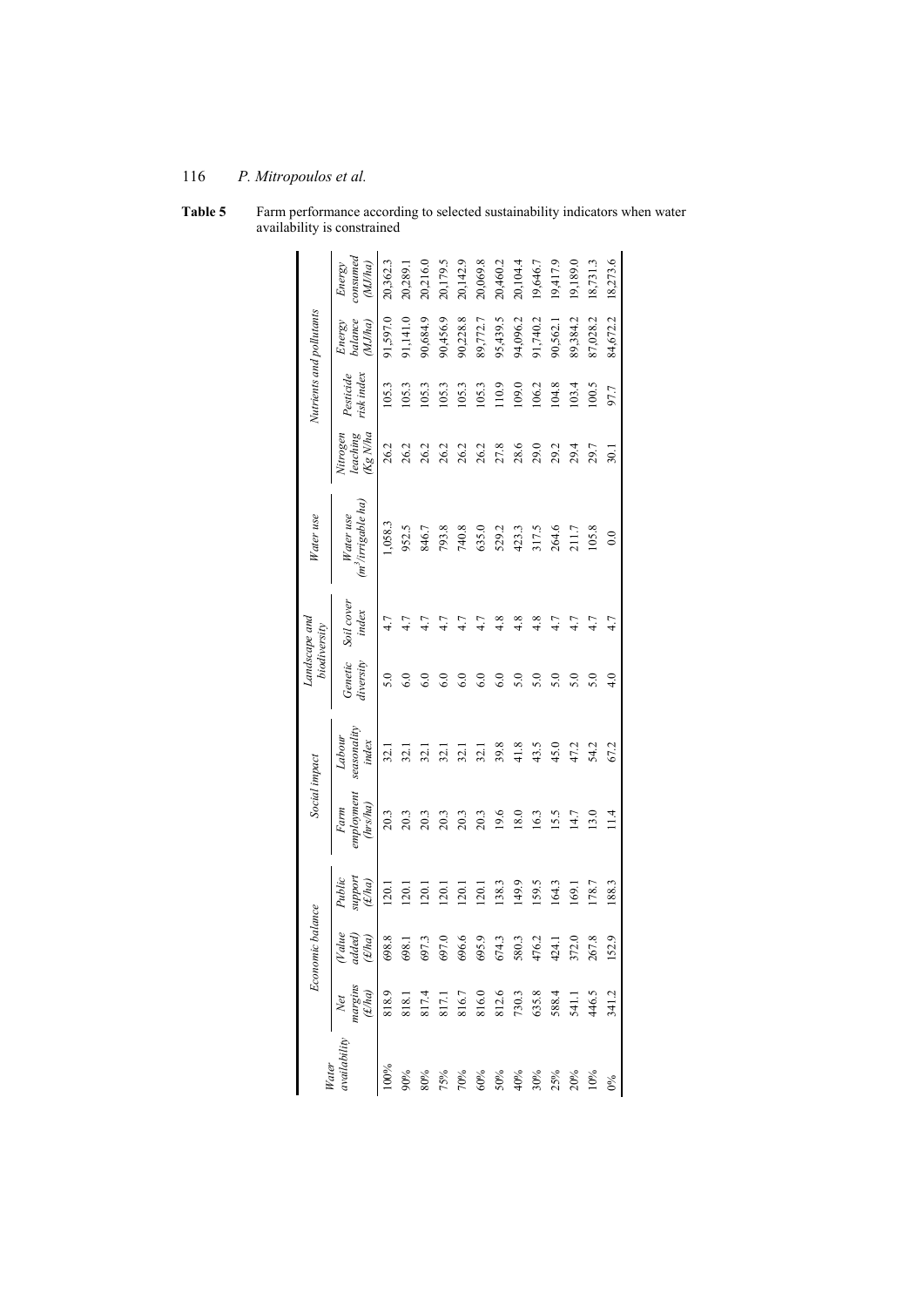**Table 5** Farm performance according to selected sustainability indicators when water availability is constrained

| Water availability | Economic balance | | | Social impact | | Landscape and biodiversity | | Water use | Nutrients and pollutants | | | |
|---|---|---|---|---|---|---|---|---|---|---|---|---|
| | *Net margins (£/ha)* | *(Value added) (£/ha)* | *Public support (£/ha)* | *Farm employment (hrs/ha)* | *Labour seasonality index* | *Genetic diversity* | *Soil cover index* | *Water use (m³/irrigable ha)* | *Nitrogen leaching (Kg N/ha* | *Pesticide risk index* | *Energy balance (MJ/ha)* | *Energy consumed (MJ/ha)* |
| 100% | 818.9 | 698.8 | 120.1 | 20.3 | 32.1 | 5.0 | 4.7 | 1,058.3 | 26.2 | 105.3 | 91,597.0 | 20,362.3 |
| 90% | 818.1 | 698.1 | 120.1 | 20.3 | 32.1 | 6.0 | 4.7 | 952.5 | 26.2 | 105.3 | 91,141.0 | 20,289.1 |
| 80% | 817.4 | 697.3 | 120.1 | 20.3 | 32.1 | 6.0 | 4.7 | 846.7 | 26.2 | 105.3 | 90,684.9 | 20,216.0 |
| 75% | 817.1 | 697.0 | 120.1 | 20.3 | 32.1 | 6.0 | 4.7 | 793.8 | 26.2 | 105.3 | 90,456.9 | 20,179.5 |
| 70% | 816.7 | 696.6 | 120.1 | 20.3 | 32.1 | 6.0 | 4.7 | 740.8 | 26.2 | 105.3 | 90,228.8 | 20,142.9 |
| 60% | 816.0 | 695.9 | 120.1 | 20.3 | 32.1 | 6.0 | 4.7 | 635.0 | 26.2 | 105.3 | 89,772.7 | 20,069.8 |
| 50% | 812.6 | 674.3 | 138.3 | 19.6 | 39.8 | 6.0 | 4.8 | 529.2 | 27.8 | 110.9 | 95,439.5 | 20,460.2 |
| 40% | 730.3 | 580.3 | 149.9 | 18.0 | 41.8 | 5.0 | 4.8 | 423.3 | 28.6 | 109.0 | 94,096.2 | 20,104.4 |
| 30% | 635.8 | 476.2 | 159.5 | 16.3 | 43.5 | 5.0 | 4.8 | 317.5 | 29.0 | 106.2 | 91,740.2 | 19,646.7 |
| 25% | 588.4 | 424.1 | 164.3 | 15.5 | 45.0 | 5.0 | 4.7 | 264.6 | 29.2 | 104.8 | 90,562.1 | 19,417.9 |
| 20% | 541.1 | 372.0 | 169.1 | 14.7 | 47.2 | 5.0 | 4.7 | 211.7 | 29.4 | 103.4 | 89,384.2 | 19,189.0 |
| 10% | 446.5 | 267.8 | 178.7 | 13.0 | 54.2 | 5.0 | 4.7 | 105.8 | 29.7 | 100.5 | 87,028.2 | 18,731.3 |
| 0% | 341.2 | 152.9 | 188.3 | 11.4 | 67.2 | 4.0 | 4.7 | 0.0 | 30.1 | 97.7 | 84,672.2 | 18,273.6 |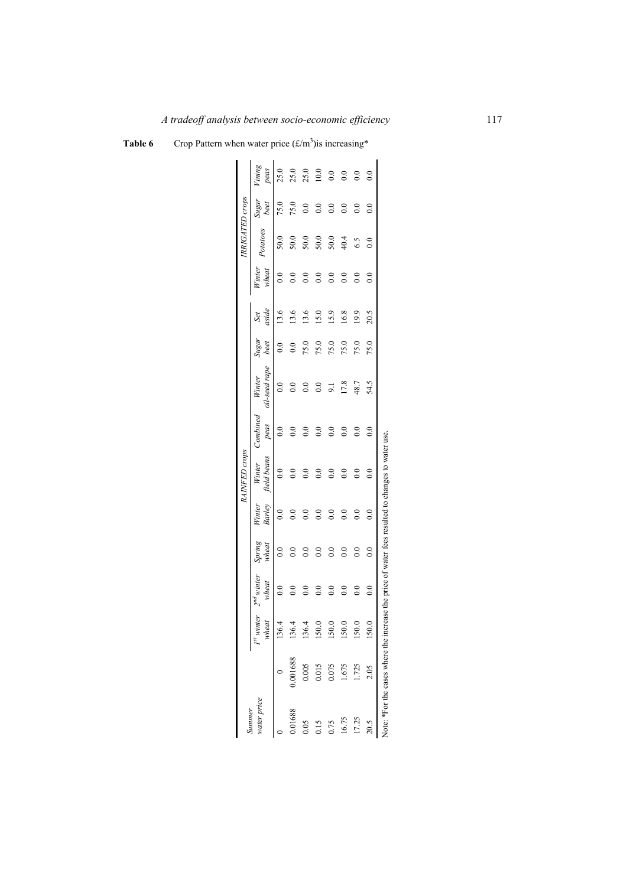**Table 6** Crop Pattern when water price (£/m$^3$) is increasing*

| Summer water price | | RAINFED crops | | | | | | | | | IRRIGATED crops | | | |
|---|---|---|---|---|---|---|---|---|---|---|---|---|---|---|
| | | 1$^{st}$ winter wheat | 2$^{nd}$ winter wheat | Spring wheat | Winter Barley | Winter field beans | Combined peas | Winter oil-seed rape | Sugar beet | Set aside | Winter wheat | Potatoes | Sugar beet | Vining peas |
| 0 | 0 | 136.4 | 0.0 | 0.0 | 0.0 | 0.0 | 0.0 | 0.0 | 0.0 | 13.6 | 0.0 | 50.0 | 75.0 | 25.0 |
| 0.01688 | 0.001688 | 136.4 | 0.0 | 0.0 | 0.0 | 0.0 | 0.0 | 0.0 | 0.0 | 13.6 | 0.0 | 50.0 | 75.0 | 25.0 |
| 0.05 | 0.005 | 136.4 | 0.0 | 0.0 | 0.0 | 0.0 | 0.0 | 0.0 | 75.0 | 13.6 | 0.0 | 50.0 | 0.0 | 25.0 |
| 0.15 | 0.015 | 150.0 | 0.0 | 0.0 | 0.0 | 0.0 | 0.0 | 0.0 | 75.0 | 15.0 | 0.0 | 50.0 | 0.0 | 10.0 |
| 0.75 | 0.075 | 150.0 | 0.0 | 0.0 | 0.0 | 0.0 | 0.0 | 9.1 | 75.0 | 15.9 | 0.0 | 50.0 | 0.0 | 0.0 |
| 16.75 | 1.675 | 150.0 | 0.0 | 0.0 | 0.0 | 0.0 | 0.0 | 17.8 | 75.0 | 16.8 | 0.0 | 40.4 | 0.0 | 0.0 |
| 17.25 | 1.725 | 150.0 | 0.0 | 0.0 | 0.0 | 0.0 | 0.0 | 48.7 | 75.0 | 19.9 | 0.0 | 6.5 | 0.0 | 0.0 |
| 20.5 | 2.05 | 150.0 | 0.0 | 0.0 | 0.0 | 0.0 | 0.0 | 54.5 | 75.0 | 20.5 | 0.0 | 0.0 | 0.0 | 0.0 |

Note: *For the cases where the increase the price of water fees resulted to changes to water use.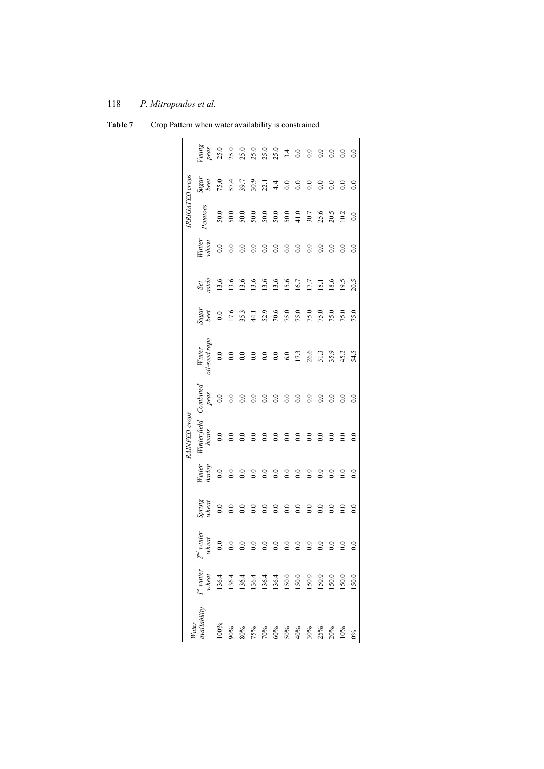**Table 7** Crop Pattern when water availability is constrained

| Water availability | RAINFED crops | | | | | | | | | IRRIGATED crops | | | |
|---|---|---|---|---|---|---|---|---|---|---|---|---|---|
| | 1[st] winter wheat | 2[nd] winter wheat | Spring wheat | Winter Barley | Winter field beans | Combined peas | Winter oil-seed rape | Sugar beet | Set aside | Winter wheat | Potatoes | Sugar beet | Vining peas |
| 100% | 136.4 | 0.0 | 0.0 | 0.0 | 0.0 | 0.0 | 0.0 | 0.0 | 13.6 | 0.0 | 50.0 | 75.0 | 25.0 |
| 90% | 136.4 | 0.0 | 0.0 | 0.0 | 0.0 | 0.0 | 0.0 | 17.6 | 13.6 | 0.0 | 50.0 | 57.4 | 25.0 |
| 80% | 136.4 | 0.0 | 0.0 | 0.0 | 0.0 | 0.0 | 0.0 | 35.3 | 13.6 | 0.0 | 50.0 | 39.7 | 25.0 |
| 75% | 136.4 | 0.0 | 0.0 | 0.0 | 0.0 | 0.0 | 0.0 | 44.1 | 13.6 | 0.0 | 50.0 | 30.9 | 25.0 |
| 70% | 136.4 | 0.0 | 0.0 | 0.0 | 0.0 | 0.0 | 0.0 | 52.9 | 13.6 | 0.0 | 50.0 | 22.1 | 25.0 |
| 60% | 136.4 | 0.0 | 0.0 | 0.0 | 0.0 | 0.0 | 0.0 | 70.6 | 13.6 | 0.0 | 50.0 | 4.4 | 25.0 |
| 50% | 150.0 | 0.0 | 0.0 | 0.0 | 0.0 | 0.0 | 6.0 | 75.0 | 15.6 | 0.0 | 50.0 | 0.0 | 3.4 |
| 40% | 150.0 | 0.0 | 0.0 | 0.0 | 0.0 | 0.0 | 17.3 | 75.0 | 16.7 | 0.0 | 41.0 | 0.0 | 0.0 |
| 30% | 150.0 | 0.0 | 0.0 | 0.0 | 0.0 | 0.0 | 26.6 | 75.0 | 17.7 | 0.0 | 30.7 | 0.0 | 0.0 |
| 25% | 150.0 | 0.0 | 0.0 | 0.0 | 0.0 | 0.0 | 31.3 | 75.0 | 18.1 | 0.0 | 25.6 | 0.0 | 0.0 |
| 20% | 150.0 | 0.0 | 0.0 | 0.0 | 0.0 | 0.0 | 35.9 | 75.0 | 18.6 | 0.0 | 20.5 | 0.0 | 0.0 |
| 10% | 150.0 | 0.0 | 0.0 | 0.0 | 0.0 | 0.0 | 45.2 | 75.0 | 19.5 | 0.0 | 10.2 | 0.0 | 0.0 |
| 0% | 150.0 | 0.0 | 0.0 | 0.0 | 0.0 | 0.0 | 54.5 | 75.0 | 20.5 | 0.0 | 0.0 | 0.0 | 0.0 |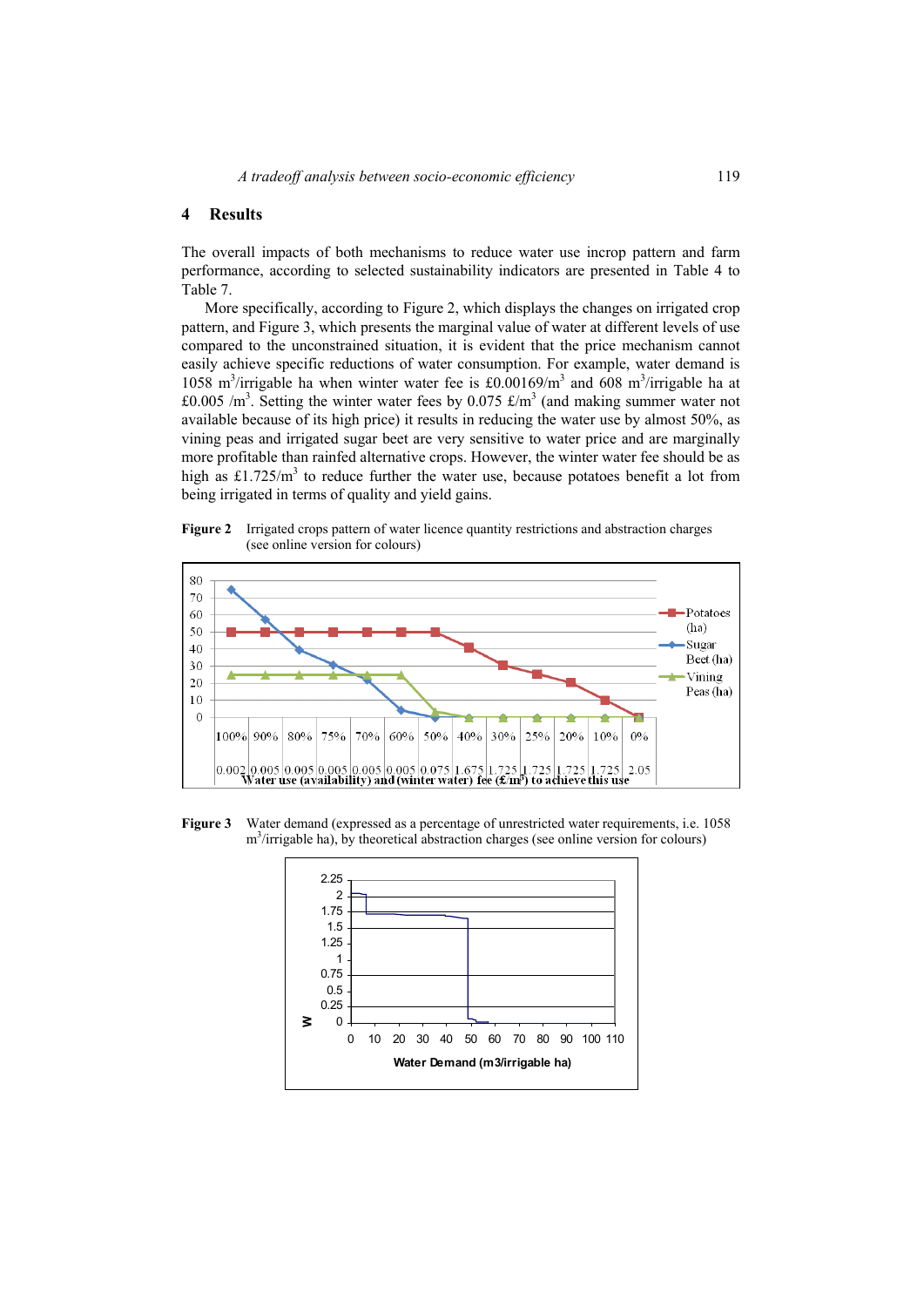## 4 Results

The overall impacts of both mechanisms to reduce water use incrop pattern and farm performance, according to selected sustainability indicators are presented in Table 4 to Table 7.

More specifically, according to Figure 2, which displays the changes on irrigated crop pattern, and Figure 3, which presents the marginal value of water at different levels of use compared to the unconstrained situation, it is evident that the price mechanism cannot easily achieve specific reductions of water consumption. For example, water demand is 1058 $m^3$/irrigable ha when winter water fee is £0.00169/$m^3$ and 608 $m^3$/irrigable ha at £0.005 /$m^3$. Setting the winter water fees by 0.075 £/$m^3$ (and making summer water not available because of its high price) it results in reducing the water use by almost 50%, as vining peas and irrigated sugar beet are very sensitive to water price and are marginally more profitable than rainfed alternative crops. However, the winter water fee should be as high as £1.725/$m^3$ to reduce further the water use, because potatoes benefit a lot from being irrigated in terms of quality and yield gains.

**Figure 2** Irrigated crops pattern of water licence quantity restrictions and abstraction charges (see online version for colours)

**Figure 3** Water demand (expressed as a percentage of unrestricted water requirements, i.e. 1058 $m^3$/irrigable ha), by theoretical abstraction charges (see online version for colours)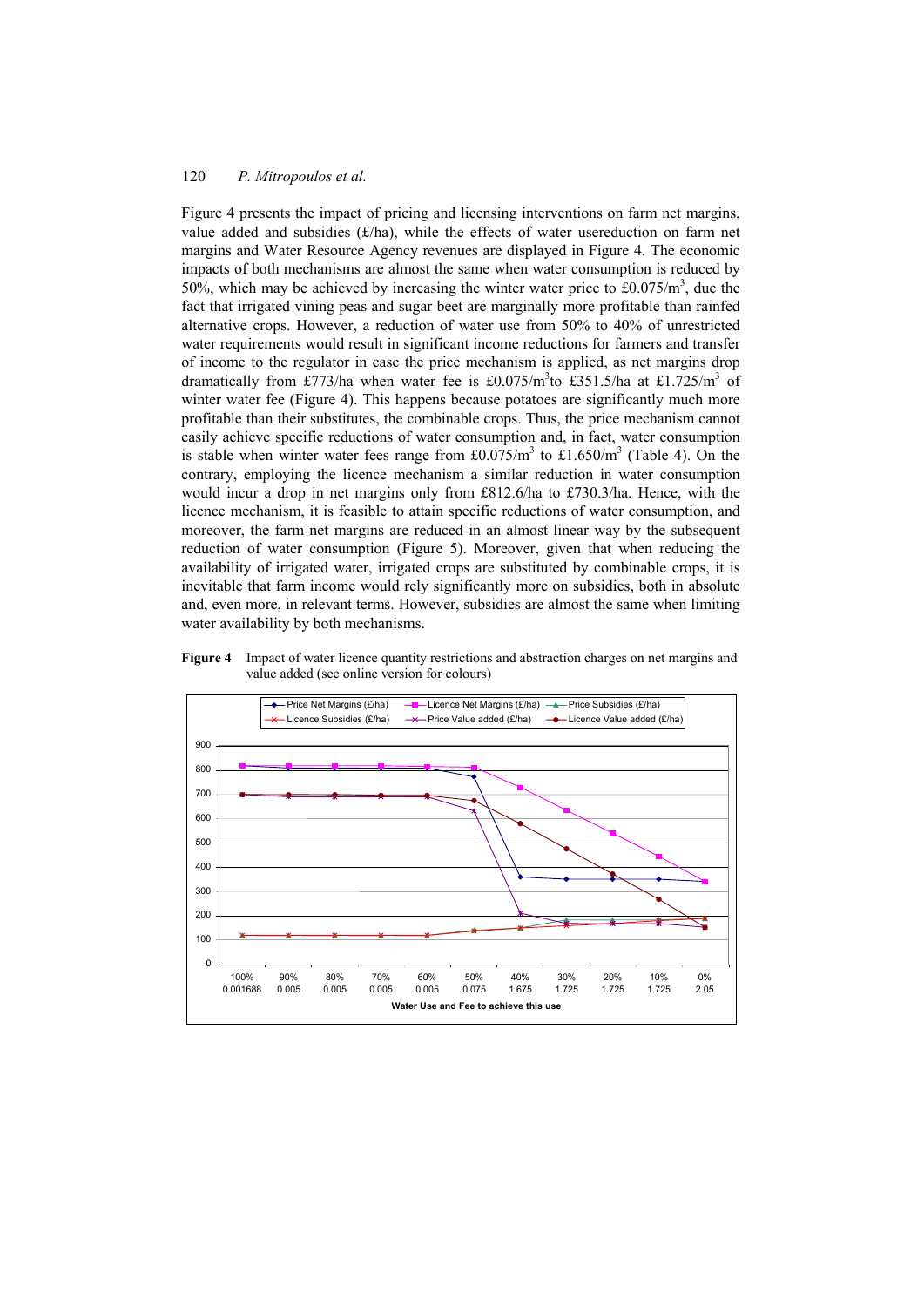Figure 4 presents the impact of pricing and licensing interventions on farm net margins, value added and subsidies (£/ha), while the effects of water usereduction on farm net margins and Water Resource Agency revenues are displayed in Figure 4. The economic impacts of both mechanisms are almost the same when water consumption is reduced by 50%, which may be achieved by increasing the winter water price to £0.075/m$^3$, due the fact that irrigated vining peas and sugar beet are marginally more profitable than rainfed alternative crops. However, a reduction of water use from 50% to 40% of unrestricted water requirements would result in significant income reductions for farmers and transfer of income to the regulator in case the price mechanism is applied, as net margins drop dramatically from £773/ha when water fee is £0.075/m$^3$to £351.5/ha at £1.725/m$^3$ of winter water fee (Figure 4). This happens because potatoes are significantly much more profitable than their substitutes, the combinable crops. Thus, the price mechanism cannot easily achieve specific reductions of water consumption and, in fact, water consumption is stable when winter water fees range from £0.075/m$^3$ to £1.650/m$^3$ (Table 4). On the contrary, employing the licence mechanism a similar reduction in water consumption would incur a drop in net margins only from £812.6/ha to £730.3/ha. Hence, with the licence mechanism, it is feasible to attain specific reductions of water consumption, and moreover, the farm net margins are reduced in an almost linear way by the subsequent reduction of water consumption (Figure 5). Moreover, given that when reducing the availability of irrigated water, irrigated crops are substituted by combinable crops, it is inevitable that farm income would rely significantly more on subsidies, both in absolute and, even more, in relevant terms. However, subsidies are almost the same when limiting water availability by both mechanisms.

**Figure 4** Impact of water licence quantity restrictions and abstraction charges on net margins and value added (see online version for colours)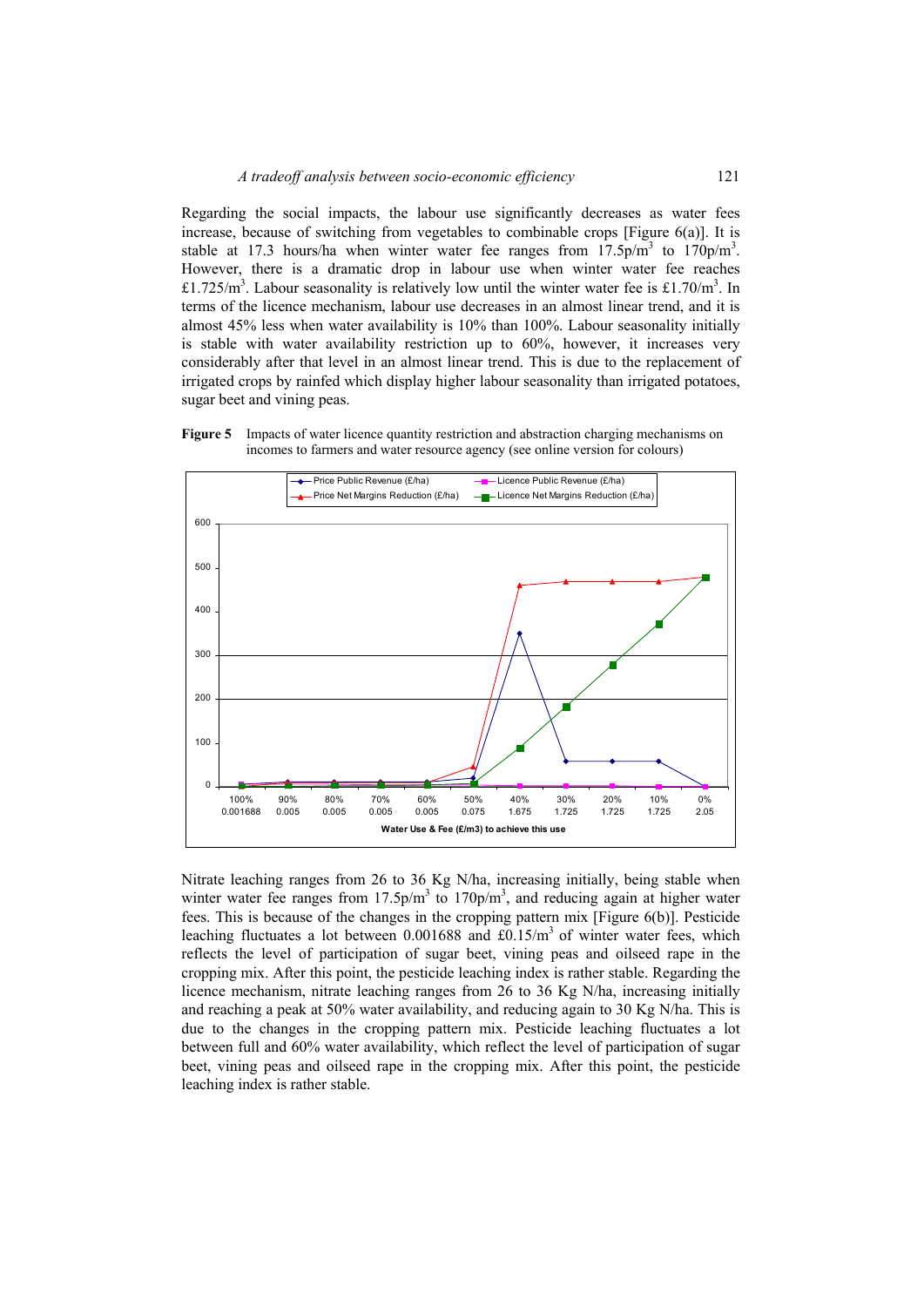Regarding the social impacts, the labour use significantly decreases as water fees increase, because of switching from vegetables to combinable crops [Figure 6(a)]. It is stable at 17.3 hours/ha when winter water fee ranges from 17.5p/m$^3$ to 170p/m$^3$. However, there is a dramatic drop in labour use when winter water fee reaches £1.725/m$^3$. Labour seasonality is relatively low until the winter water fee is £1.70/m$^3$. In terms of the licence mechanism, labour use decreases in an almost linear trend, and it is almost 45% less when water availability is 10% than 100%. Labour seasonality initially is stable with water availability restriction up to 60%, however, it increases very considerably after that level in an almost linear trend. This is due to the replacement of irrigated crops by rainfed which display higher labour seasonality than irrigated potatoes, sugar beet and vining peas.

**Figure 5** Impacts of water licence quantity restriction and abstraction charging mechanisms on incomes to farmers and water resource agency (see online version for colours)

Nitrate leaching ranges from 26 to 36 Kg N/ha, increasing initially, being stable when winter water fee ranges from 17.5p/m$^3$ to 170p/m$^3$, and reducing again at higher water fees. This is because of the changes in the cropping pattern mix [Figure 6(b)]. Pesticide leaching fluctuates a lot between 0.001688 and £0.15/m$^3$ of winter water fees, which reflects the level of participation of sugar beet, vining peas and oilseed rape in the cropping mix. After this point, the pesticide leaching index is rather stable. Regarding the licence mechanism, nitrate leaching ranges from 26 to 36 Kg N/ha, increasing initially and reaching a peak at 50% water availability, and reducing again to 30 Kg N/ha. This is due to the changes in the cropping pattern mix. Pesticide leaching fluctuates a lot between full and 60% water availability, which reflect the level of participation of sugar beet, vining peas and oilseed rape in the cropping mix. After this point, the pesticide leaching index is rather stable.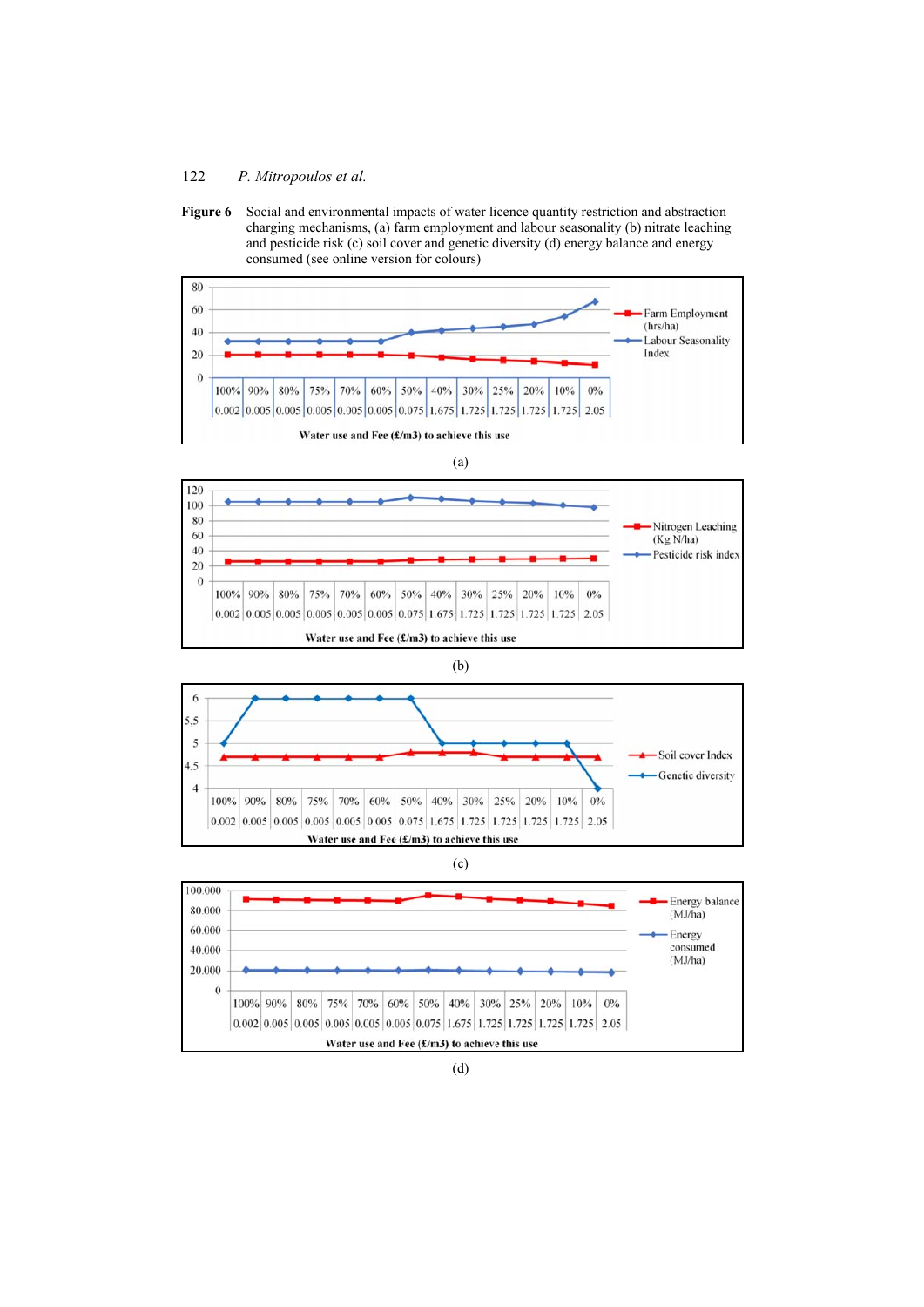**Figure 6** Social and environmental impacts of water licence quantity restriction and abstraction charging mechanisms, (a) farm employment and labour seasonality (b) nitrate leaching and pesticide risk (c) soil cover and genetic diversity (d) energy balance and energy consumed (see online version for colours)

(a)

(b)

(c)

(d)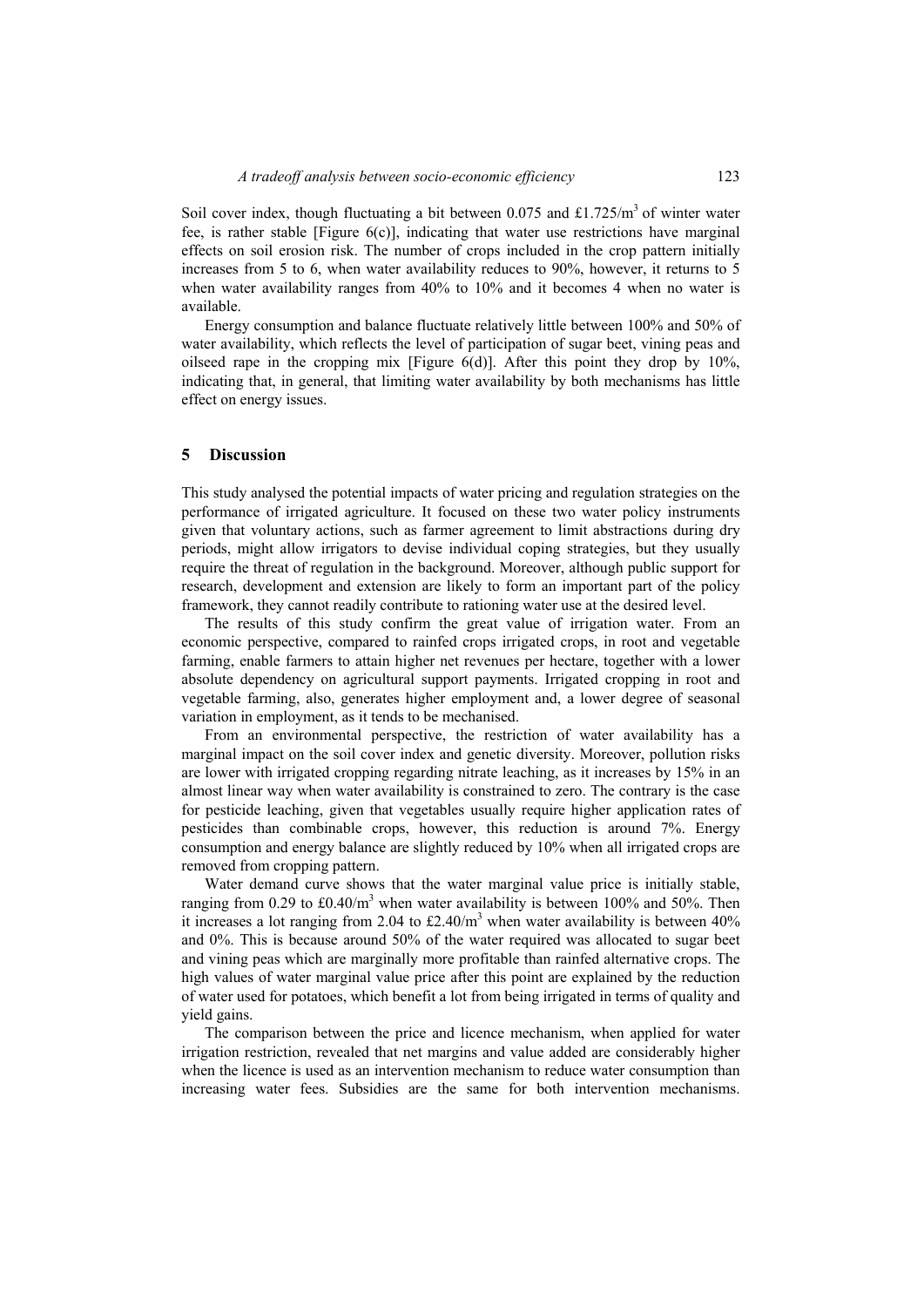Soil cover index, though fluctuating a bit between 0.075 and £1.725/m$^3$ of winter water fee, is rather stable [Figure 6(c)], indicating that water use restrictions have marginal effects on soil erosion risk. The number of crops included in the crop pattern initially increases from 5 to 6, when water availability reduces to 90%, however, it returns to 5 when water availability ranges from 40% to 10% and it becomes 4 when no water is available.

Energy consumption and balance fluctuate relatively little between 100% and 50% of water availability, which reflects the level of participation of sugar beet, vining peas and oilseed rape in the cropping mix [Figure 6(d)]. After this point they drop by 10%, indicating that, in general, that limiting water availability by both mechanisms has little effect on energy issues.

## 5 Discussion

This study analysed the potential impacts of water pricing and regulation strategies on the performance of irrigated agriculture. It focused on these two water policy instruments given that voluntary actions, such as farmer agreement to limit abstractions during dry periods, might allow irrigators to devise individual coping strategies, but they usually require the threat of regulation in the background. Moreover, although public support for research, development and extension are likely to form an important part of the policy framework, they cannot readily contribute to rationing water use at the desired level.

The results of this study confirm the great value of irrigation water. From an economic perspective, compared to rainfed crops irrigated crops, in root and vegetable farming, enable farmers to attain higher net revenues per hectare, together with a lower absolute dependency on agricultural support payments. Irrigated cropping in root and vegetable farming, also, generates higher employment and, a lower degree of seasonal variation in employment, as it tends to be mechanised.

From an environmental perspective, the restriction of water availability has a marginal impact on the soil cover index and genetic diversity. Moreover, pollution risks are lower with irrigated cropping regarding nitrate leaching, as it increases by 15% in an almost linear way when water availability is constrained to zero. The contrary is the case for pesticide leaching, given that vegetables usually require higher application rates of pesticides than combinable crops, however, this reduction is around 7%. Energy consumption and energy balance are slightly reduced by 10% when all irrigated crops are removed from cropping pattern.

Water demand curve shows that the water marginal value price is initially stable, ranging from 0.29 to £0.40/m$^3$ when water availability is between 100% and 50%. Then it increases a lot ranging from 2.04 to £2.40/m$^3$ when water availability is between 40% and 0%. This is because around 50% of the water required was allocated to sugar beet and vining peas which are marginally more profitable than rainfed alternative crops. The high values of water marginal value price after this point are explained by the reduction of water used for potatoes, which benefit a lot from being irrigated in terms of quality and yield gains.

The comparison between the price and licence mechanism, when applied for water irrigation restriction, revealed that net margins and value added are considerably higher when the licence is used as an intervention mechanism to reduce water consumption than increasing water fees. Subsidies are the same for both intervention mechanisms.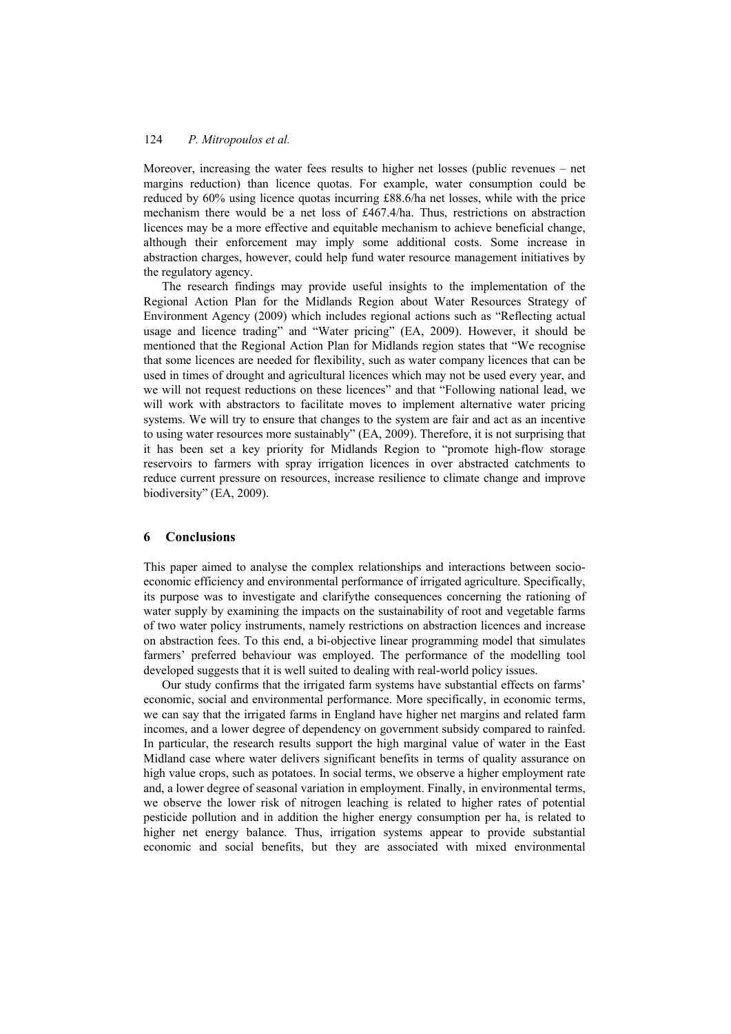Moreover, increasing the water fees results to higher net losses (public revenues – net margins reduction) than licence quotas. For example, water consumption could be reduced by 60% using licence quotas incurring £88.6/ha net losses, while with the price mechanism there would be a net loss of £467.4/ha. Thus, restrictions on abstraction licences may be a more effective and equitable mechanism to achieve beneficial change, although their enforcement may imply some additional costs. Some increase in abstraction charges, however, could help fund water resource management initiatives by the regulatory agency.

The research findings may provide useful insights to the implementation of the Regional Action Plan for the Midlands Region about Water Resources Strategy of Environment Agency (2009) which includes regional actions such as "Reflecting actual usage and licence trading" and "Water pricing" (EA, 2009). However, it should be mentioned that the Regional Action Plan for Midlands region states that "We recognise that some licences are needed for flexibility, such as water company licences that can be used in times of drought and agricultural licences which may not be used every year, and we will not request reductions on these licences" and that "Following national lead, we will work with abstractors to facilitate moves to implement alternative water pricing systems. We will try to ensure that changes to the system are fair and act as an incentive to using water resources more sustainably" (EA, 2009). Therefore, it is not surprising that it has been set a key priority for Midlands Region to "promote high-flow storage reservoirs to farmers with spray irrigation licences in over abstracted catchments to reduce current pressure on resources, increase resilience to climate change and improve biodiversity" (EA, 2009).

## 6 Conclusions

This paper aimed to analyse the complex relationships and interactions between socio-economic efficiency and environmental performance of irrigated agriculture. Specifically, its purpose was to investigate and clarifythe consequences concerning the rationing of water supply by examining the impacts on the sustainability of root and vegetable farms of two water policy instruments, namely restrictions on abstraction licences and increase on abstraction fees. To this end, a bi-objective linear programming model that simulates farmers' preferred behaviour was employed. The performance of the modelling tool developed suggests that it is well suited to dealing with real-world policy issues.

Our study confirms that the irrigated farm systems have substantial effects on farms' economic, social and environmental performance. More specifically, in economic terms, we can say that the irrigated farms in England have higher net margins and related farm incomes, and a lower degree of dependency on government subsidy compared to rainfed. In particular, the research results support the high marginal value of water in the East Midland case where water delivers significant benefits in terms of quality assurance on high value crops, such as potatoes. In social terms, we observe a higher employment rate and, a lower degree of seasonal variation in employment. Finally, in environmental terms, we observe the lower risk of nitrogen leaching is related to higher rates of potential pesticide pollution and in addition the higher energy consumption per ha, is related to higher net energy balance. Thus, irrigation systems appear to provide substantial economic and social benefits, but they are associated with mixed environmental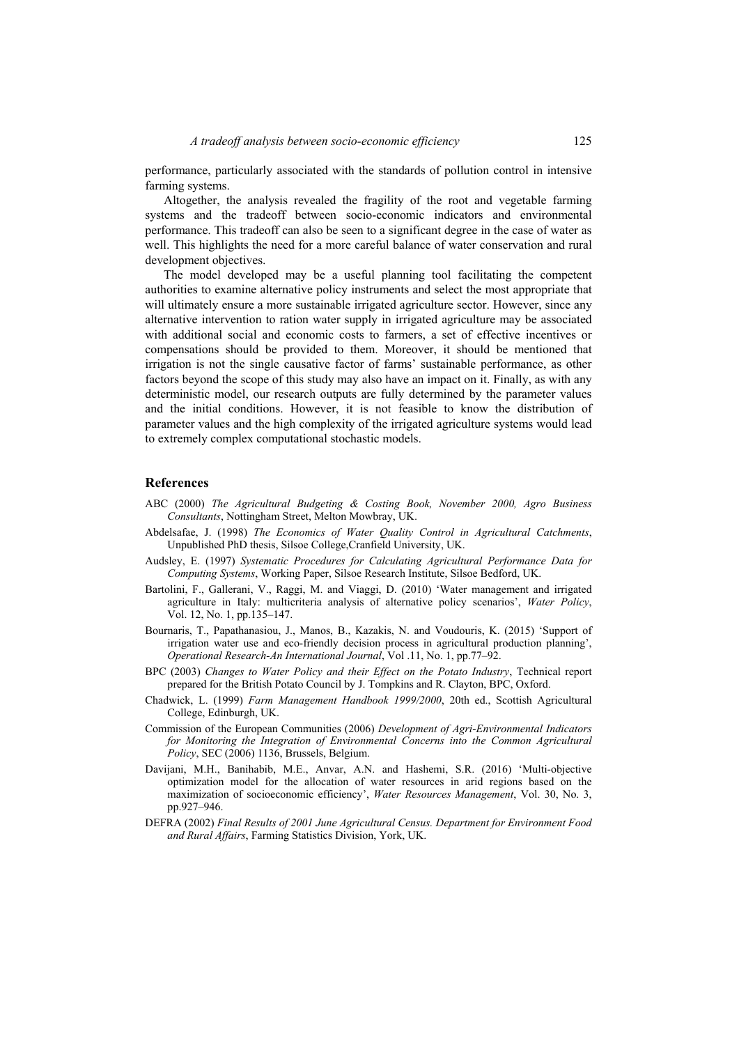performance, particularly associated with the standards of pollution control in intensive farming systems.

Altogether, the analysis revealed the fragility of the root and vegetable farming systems and the tradeoff between socio-economic indicators and environmental performance. This tradeoff can also be seen to a significant degree in the case of water as well. This highlights the need for a more careful balance of water conservation and rural development objectives.

The model developed may be a useful planning tool facilitating the competent authorities to examine alternative policy instruments and select the most appropriate that will ultimately ensure a more sustainable irrigated agriculture sector. However, since any alternative intervention to ration water supply in irrigated agriculture may be associated with additional social and economic costs to farmers, a set of effective incentives or compensations should be provided to them. Moreover, it should be mentioned that irrigation is not the single causative factor of farms' sustainable performance, as other factors beyond the scope of this study may also have an impact on it. Finally, as with any deterministic model, our research outputs are fully determined by the parameter values and the initial conditions. However, it is not feasible to know the distribution of parameter values and the high complexity of the irrigated agriculture systems would lead to extremely complex computational stochastic models.

## References

ABC (2000) *The Agricultural Budgeting & Costing Book, November 2000, Agro Business Consultants*, Nottingham Street, Melton Mowbray, UK.

Abdelsafae, J. (1998) *The Economics of Water Quality Control in Agricultural Catchments*, Unpublished PhD thesis, Silsoe College,Cranfield University, UK.

Audsley, E. (1997) *Systematic Procedures for Calculating Agricultural Performance Data for Computing Systems*, Working Paper, Silsoe Research Institute, Silsoe Bedford, UK.

Bartolini, F., Gallerani, V., Raggi, M. and Viaggi, D. (2010) 'Water management and irrigated agriculture in Italy: multicriteria analysis of alternative policy scenarios', *Water Policy*, Vol. 12, No. 1, pp.135–147.

Bournaris, T., Papathanasiou, J., Manos, B., Kazakis, N. and Voudouris, K. (2015) 'Support of irrigation water use and eco-friendly decision process in agricultural production planning', *Operational Research-An International Journal*, Vol .11, No. 1, pp.77–92.

BPC (2003) *Changes to Water Policy and their Effect on the Potato Industry*, Technical report prepared for the British Potato Council by J. Tompkins and R. Clayton, BPC, Oxford.

Chadwick, L. (1999) *Farm Management Handbook 1999/2000*, 20th ed., Scottish Agricultural College, Edinburgh, UK.

Commission of the European Communities (2006) *Development of Agri-Environmental Indicators for Monitoring the Integration of Environmental Concerns into the Common Agricultural Policy*, SEC (2006) 1136, Brussels, Belgium.

Davijani, M.H., Banihabib, M.E., Anvar, A.N. and Hashemi, S.R. (2016) 'Multi-objective optimization model for the allocation of water resources in arid regions based on the maximization of socioeconomic efficiency', *Water Resources Management*, Vol. 30, No. 3, pp.927–946.

DEFRA (2002) *Final Results of 2001 June Agricultural Census. Department for Environment Food and Rural Affairs*, Farming Statistics Division, York, UK.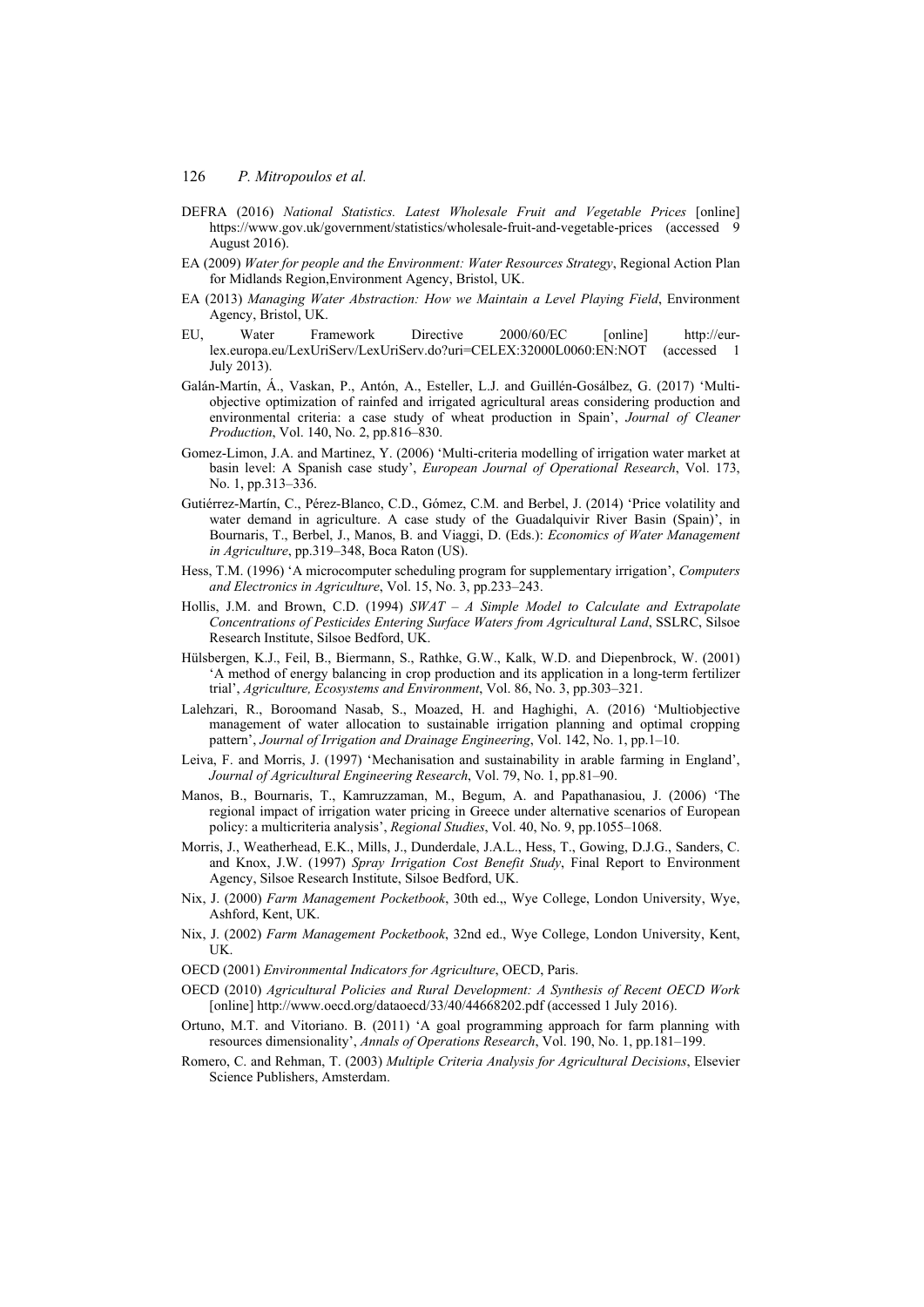DEFRA (2016) *National Statistics. Latest Wholesale Fruit and Vegetable Prices* [online] https://www.gov.uk/government/statistics/wholesale-fruit-and-vegetable-prices (accessed 9 August 2016).

EA (2009) *Water for people and the Environment: Water Resources Strategy*, Regional Action Plan for Midlands Region,Environment Agency, Bristol, UK.

EA (2013) *Managing Water Abstraction: How we Maintain a Level Playing Field*, Environment Agency, Bristol, UK.

EU, Water Framework Directive 2000/60/EC [online] http://eur-lex.europa.eu/LexUriServ/LexUriServ.do?uri=CELEX:32000L0060:EN:NOT (accessed 1 July 2013).

Galán-Martín, Á., Vaskan, P., Antón, A., Esteller, L.J. and Guillén-Gosálbez, G. (2017) 'Multi-objective optimization of rainfed and irrigated agricultural areas considering production and environmental criteria: a case study of wheat production in Spain', *Journal of Cleaner Production*, Vol. 140, No. 2, pp.816–830.

Gomez-Limon, J.A. and Martinez, Y. (2006) 'Multi-criteria modelling of irrigation water market at basin level: A Spanish case study', *European Journal of Operational Research*, Vol. 173, No. 1, pp.313–336.

Gutiérrez-Martín, C., Pérez-Blanco, C.D., Gómez, C.M. and Berbel, J. (2014) 'Price volatility and water demand in agriculture. A case study of the Guadalquivir River Basin (Spain)', in Bournaris, T., Berbel, J., Manos, B. and Viaggi, D. (Eds.): *Economics of Water Management in Agriculture*, pp.319–348, Boca Raton (US).

Hess, T.M. (1996) 'A microcomputer scheduling program for supplementary irrigation', *Computers and Electronics in Agriculture*, Vol. 15, No. 3, pp.233–243.

Hollis, J.M. and Brown, C.D. (1994) *SWAT – A Simple Model to Calculate and Extrapolate Concentrations of Pesticides Entering Surface Waters from Agricultural Land*, SSLRC, Silsoe Research Institute, Silsoe Bedford, UK.

Hülsbergen, K.J., Feil, B., Biermann, S., Rathke, G.W., Kalk, W.D. and Diepenbrock, W. (2001) 'A method of energy balancing in crop production and its application in a long-term fertilizer trial', *Agriculture, Ecosystems and Environment*, Vol. 86, No. 3, pp.303–321.

Lalehzari, R., Boroomand Nasab, S., Moazed, H. and Haghighi, A. (2016) 'Multiobjective management of water allocation to sustainable irrigation planning and optimal cropping pattern', *Journal of Irrigation and Drainage Engineering*, Vol. 142, No. 1, pp.1–10.

Leiva, F. and Morris, J. (1997) 'Mechanisation and sustainability in arable farming in England', *Journal of Agricultural Engineering Research*, Vol. 79, No. 1, pp.81–90.

Manos, B., Bournaris, T., Kamruzzaman, M., Begum, A. and Papathanasiou, J. (2006) 'The regional impact of irrigation water pricing in Greece under alternative scenarios of European policy: a multicriteria analysis', *Regional Studies*, Vol. 40, No. 9, pp.1055–1068.

Morris, J., Weatherhead, E.K., Mills, J., Dunderdale, J.A.L., Hess, T., Gowing, D.J.G., Sanders, C. and Knox, J.W. (1997) *Spray Irrigation Cost Benefit Study*, Final Report to Environment Agency, Silsoe Research Institute, Silsoe Bedford, UK.

Nix, J. (2000) *Farm Management Pocketbook*, 30th ed.,, Wye College, London University, Wye, Ashford, Kent, UK.

Nix, J. (2002) *Farm Management Pocketbook*, 32nd ed., Wye College, London University, Kent, UK.

OECD (2001) *Environmental Indicators for Agriculture*, OECD, Paris.

OECD (2010) *Agricultural Policies and Rural Development: A Synthesis of Recent OECD Work* [online] http://www.oecd.org/dataoecd/33/40/44668202.pdf (accessed 1 July 2016).

Ortuno, M.T. and Vitoriano. B. (2011) 'A goal programming approach for farm planning with resources dimensionality', *Annals of Operations Research*, Vol. 190, No. 1, pp.181–199.

Romero, C. and Rehman, T. (2003) *Multiple Criteria Analysis for Agricultural Decisions*, Elsevier Science Publishers, Amsterdam.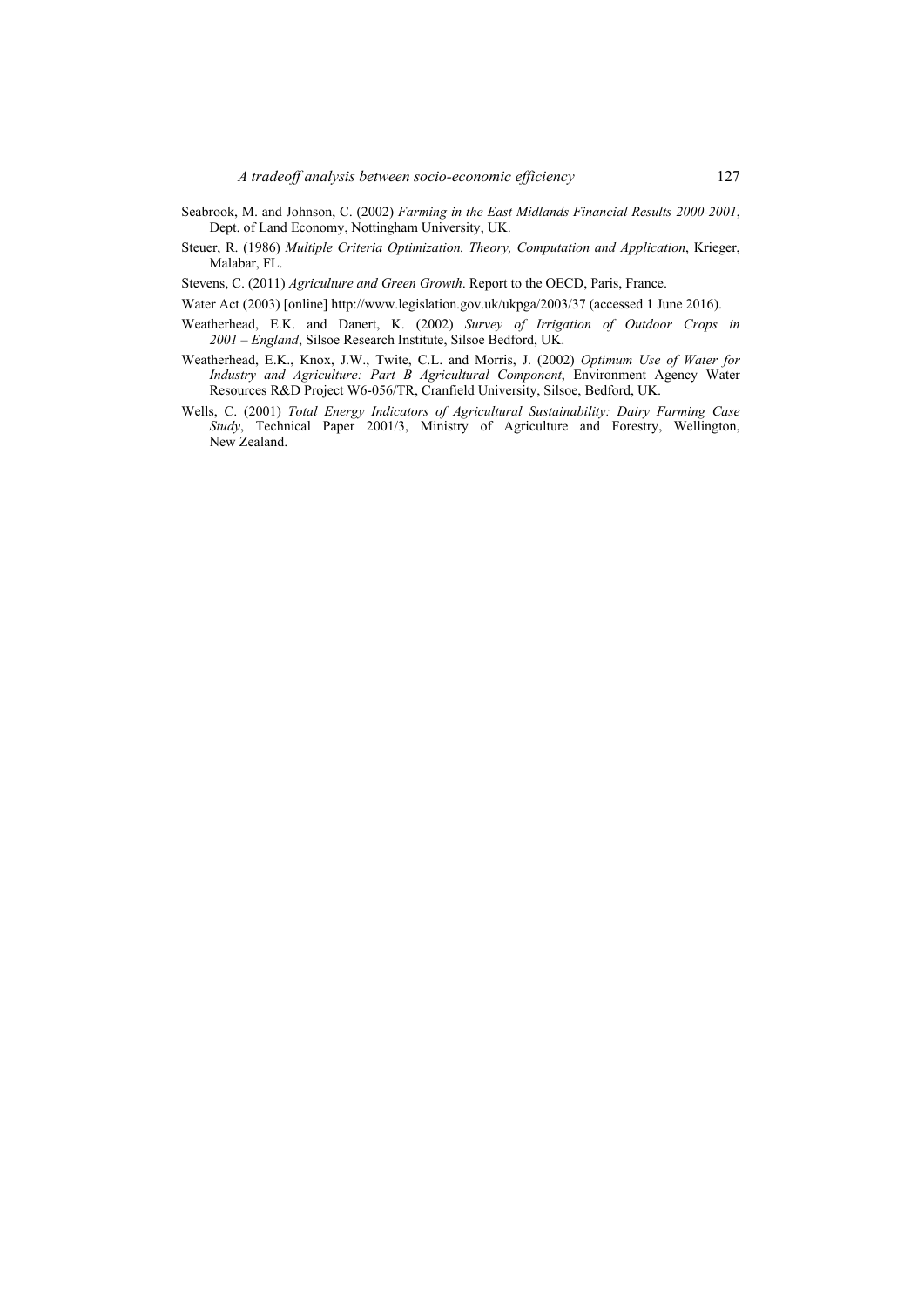Seabrook, M. and Johnson, C. (2002) *Farming in the East Midlands Financial Results 2000-2001*, Dept. of Land Economy, Nottingham University, UK.

Steuer, R. (1986) *Multiple Criteria Optimization. Theory, Computation and Application*, Krieger, Malabar, FL.

Stevens, C. (2011) *Agriculture and Green Growth*. Report to the OECD, Paris, France.

Water Act (2003) [online] http://www.legislation.gov.uk/ukpga/2003/37 (accessed 1 June 2016).

Weatherhead, E.K. and Danert, K. (2002) *Survey of Irrigation of Outdoor Crops in 2001 – England*, Silsoe Research Institute, Silsoe Bedford, UK.

Weatherhead, E.K., Knox, J.W., Twite, C.L. and Morris, J. (2002) *Optimum Use of Water for Industry and Agriculture: Part B Agricultural Component*, Environment Agency Water Resources R&D Project W6-056/TR, Cranfield University, Silsoe, Bedford, UK.

Wells, C. (2001) *Total Energy Indicators of Agricultural Sustainability: Dairy Farming Case Study*, Technical Paper 2001/3, Ministry of Agriculture and Forestry, Wellington, New Zealand.